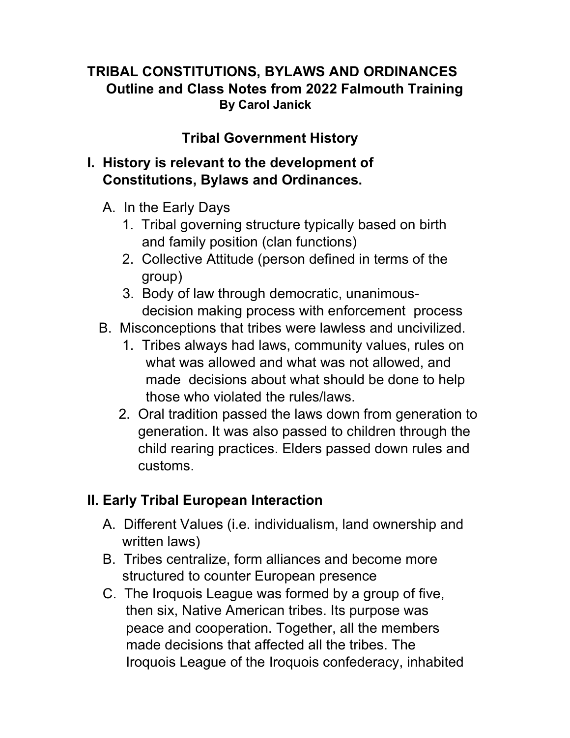# TRIBAL CONSTITUTIONS, BYLAWS AND ORDINANCES

**Outline and Class Notes from 2022 Falmouth Training**

**By Carol Janick**

## Tribal Government History

### I. History is relevant to the development of Constitutions, Bylaws and Ordinances.

A. In the Early Days
   1. Tribal governing structure typically based on birth and family position (clan functions)
   2. Collective Attitude (person defined in terms of the group)
   3. Body of law through democratic, unanimous-decision making process with enforcement process

B. Misconceptions that tribes were lawless and uncivilized.
   1. Tribes always had laws, community values, rules on what was allowed and what was not allowed, and made decisions about what should be done to help those who violated the rules/laws.
   2. Oral tradition passed the laws down from generation to generation. It was also passed to children through the child rearing practices. Elders passed down rules and customs.

### II. Early Tribal European Interaction

A. Different Values (i.e. individualism, land ownership and written laws)

B. Tribes centralize, form alliances and become more structured to counter European presence

C. The Iroquois League was formed by a group of five, then six, Native American tribes. Its purpose was peace and cooperation. Together, all the members made decisions that affected all the tribes. The Iroquois League of the Iroquois confederacy, inhabited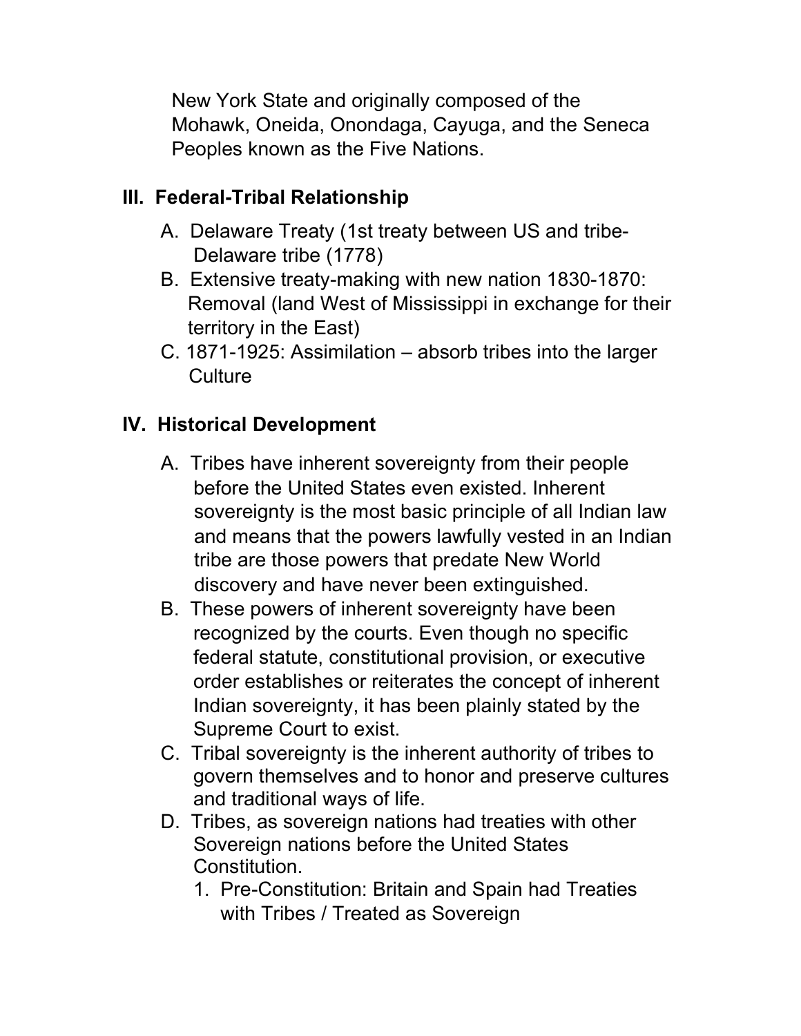New York State and originally composed of the Mohawk, Oneida, Onondaga, Cayuga, and the Seneca Peoples known as the Five Nations.

## III. Federal-Tribal Relationship

A. Delaware Treaty (1st treaty between US and tribe- Delaware tribe (1778)

B. Extensive treaty-making with new nation 1830-1870: Removal (land West of Mississippi in exchange for their territory in the East)

C. 1871-1925: Assimilation – absorb tribes into the larger Culture

## IV. Historical Development

A. Tribes have inherent sovereignty from their people before the United States even existed. Inherent sovereignty is the most basic principle of all Indian law and means that the powers lawfully vested in an Indian tribe are those powers that predate New World discovery and have never been extinguished.

B. These powers of inherent sovereignty have been recognized by the courts. Even though no specific federal statute, constitutional provision, or executive order establishes or reiterates the concept of inherent Indian sovereignty, it has been plainly stated by the Supreme Court to exist.

C. Tribal sovereignty is the inherent authority of tribes to govern themselves and to honor and preserve cultures and traditional ways of life.

D. Tribes, as sovereign nations had treaties with other Sovereign nations before the United States Constitution.

   1. Pre-Constitution: Britain and Spain had Treaties with Tribes / Treated as Sovereign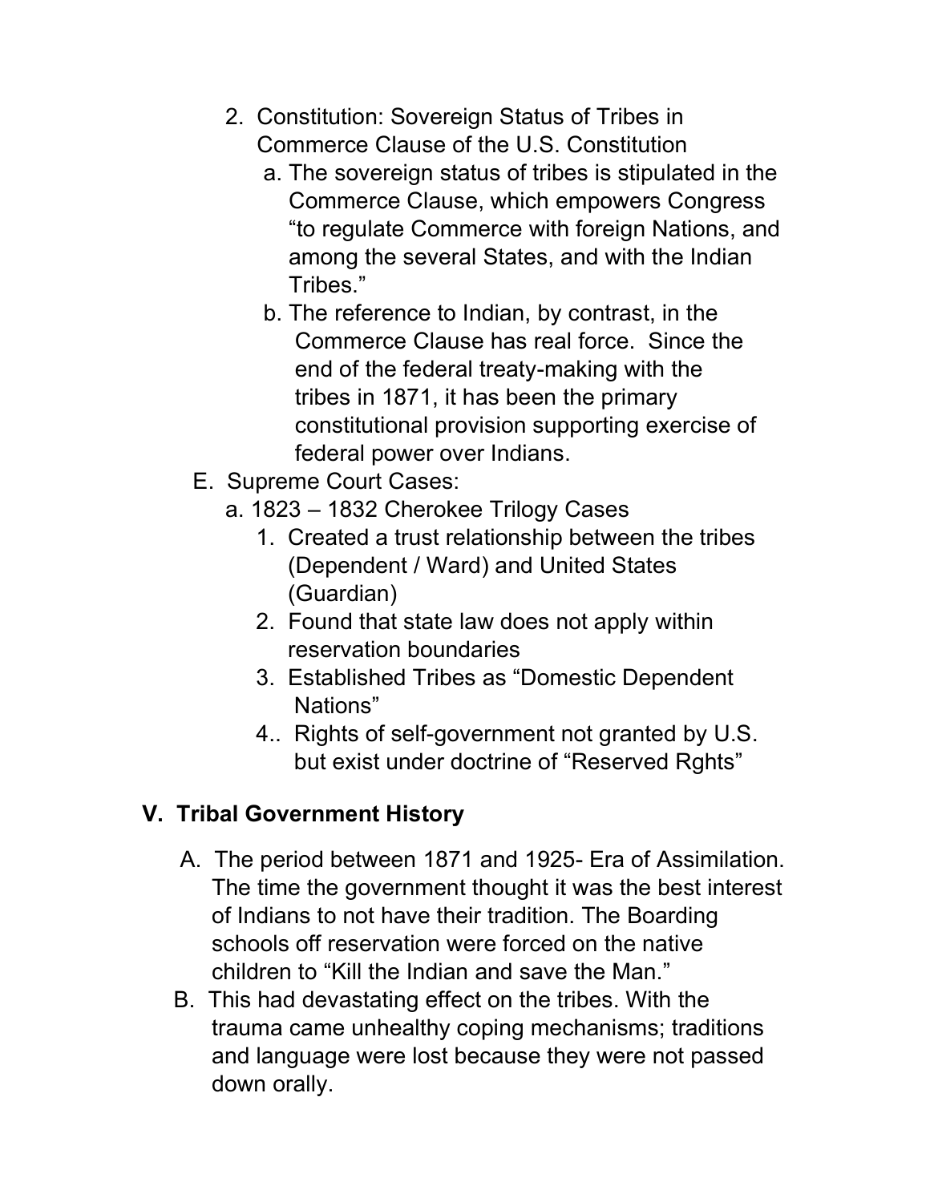2. Constitution: Sovereign Status of Tribes in Commerce Clause of the U.S. Constitution
    a. The sovereign status of tribes is stipulated in the Commerce Clause, which empowers Congress "to regulate Commerce with foreign Nations, and among the several States, and with the Indian Tribes."
    b. The reference to Indian, by contrast, in the Commerce Clause has real force. Since the end of the federal treaty-making with the tribes in 1871, it has been the primary constitutional provision supporting exercise of federal power over Indians.

E. Supreme Court Cases:
    a. 1823 – 1832 Cherokee Trilogy Cases
        1. Created a trust relationship between the tribes (Dependent / Ward) and United States (Guardian)
        2. Found that state law does not apply within reservation boundaries
        3. Established Tribes as "Domestic Dependent Nations"
        4.. Rights of self-government not granted by U.S. but exist under doctrine of "Reserved Rghts"

## V. Tribal Government History

A. The period between 1871 and 1925- Era of Assimilation. The time the government thought it was the best interest of Indians to not have their tradition. The Boarding schools off reservation were forced on the native children to "Kill the Indian and save the Man."

B. This had devastating effect on the tribes. With the trauma came unhealthy coping mechanisms; traditions and language were lost because they were not passed down orally.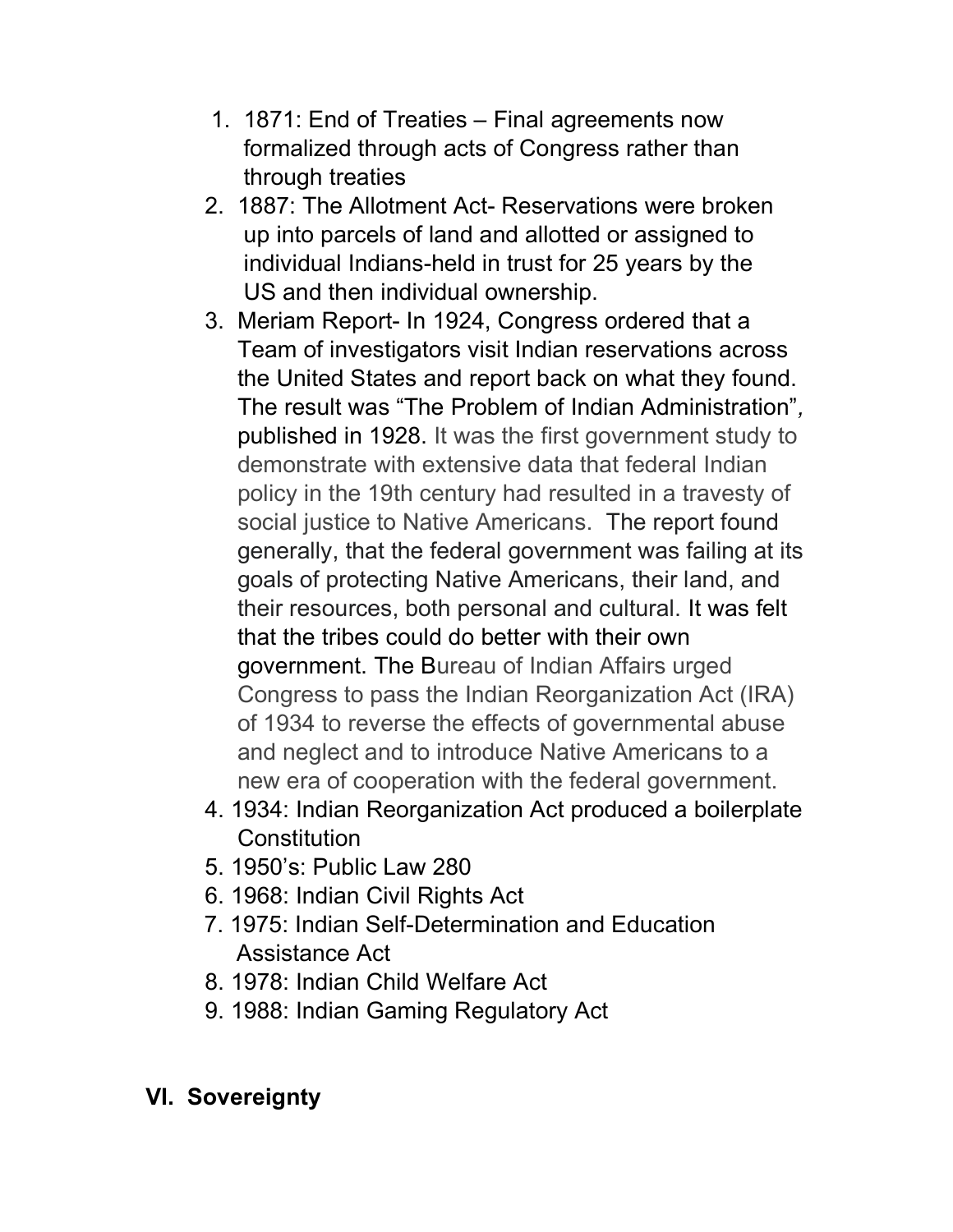1. 1871: End of Treaties – Final agreements now formalized through acts of Congress rather than through treaties
2. 1887: The Allotment Act- Reservations were broken up into parcels of land and allotted or assigned to individual Indians-held in trust for 25 years by the US and then individual ownership.
3. Meriam Report- In 1924, Congress ordered that a Team of investigators visit Indian reservations across the United States and report back on what they found. The result was "The Problem of Indian Administration", published in 1928. It was the first government study to demonstrate with extensive data that federal Indian policy in the 19th century had resulted in a travesty of social justice to Native Americans. The report found generally, that the federal government was failing at its goals of protecting Native Americans, their land, and their resources, both personal and cultural. It was felt that the tribes could do better with their own government. The Bureau of Indian Affairs urged Congress to pass the Indian Reorganization Act (IRA) of 1934 to reverse the effects of governmental abuse and neglect and to introduce Native Americans to a new era of cooperation with the federal government.
4. 1934: Indian Reorganization Act produced a boilerplate Constitution
5. 1950's: Public Law 280
6. 1968: Indian Civil Rights Act
7. 1975: Indian Self-Determination and Education Assistance Act
8. 1978: Indian Child Welfare Act
9. 1988: Indian Gaming Regulatory Act

## VI. Sovereignty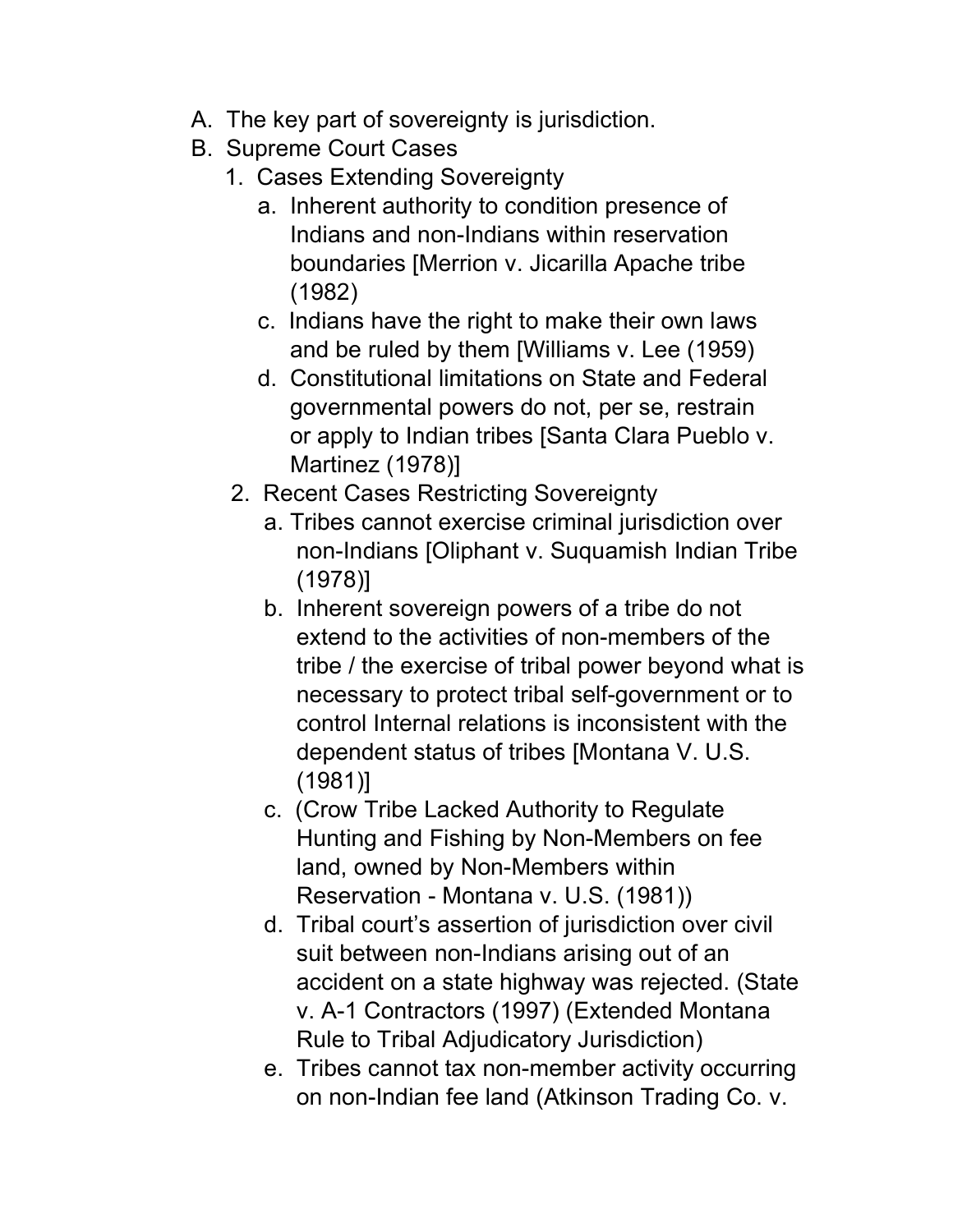A. The key part of sovereignty is jurisdiction.
B. Supreme Court Cases
   1. Cases Extending Sovereignty
      a. Inherent authority to condition presence of Indians and non-Indians within reservation boundaries [Merrion v. Jicarilla Apache tribe (1982)
      c. Indians have the right to make their own laws and be ruled by them [Williams v. Lee (1959)
      d. Constitutional limitations on State and Federal governmental powers do not, per se, restrain or apply to Indian tribes [Santa Clara Pueblo v. Martinez (1978)]
   2. Recent Cases Restricting Sovereignty
      a. Tribes cannot exercise criminal jurisdiction over non-Indians [Oliphant v. Suquamish Indian Tribe (1978)]
      b. Inherent sovereign powers of a tribe do not extend to the activities of non-members of the tribe / the exercise of tribal power beyond what is necessary to protect tribal self-government or to control Internal relations is inconsistent with the dependent status of tribes [Montana V. U.S. (1981)]
      c. (Crow Tribe Lacked Authority to Regulate Hunting and Fishing by Non-Members on fee land, owned by Non-Members within Reservation - Montana v. U.S. (1981))
      d. Tribal court's assertion of jurisdiction over civil suit between non-Indians arising out of an accident on a state highway was rejected. (State v. A-1 Contractors (1997) (Extended Montana Rule to Tribal Adjudicatory Jurisdiction)
      e. Tribes cannot tax non-member activity occurring on non-Indian fee land (Atkinson Trading Co. v.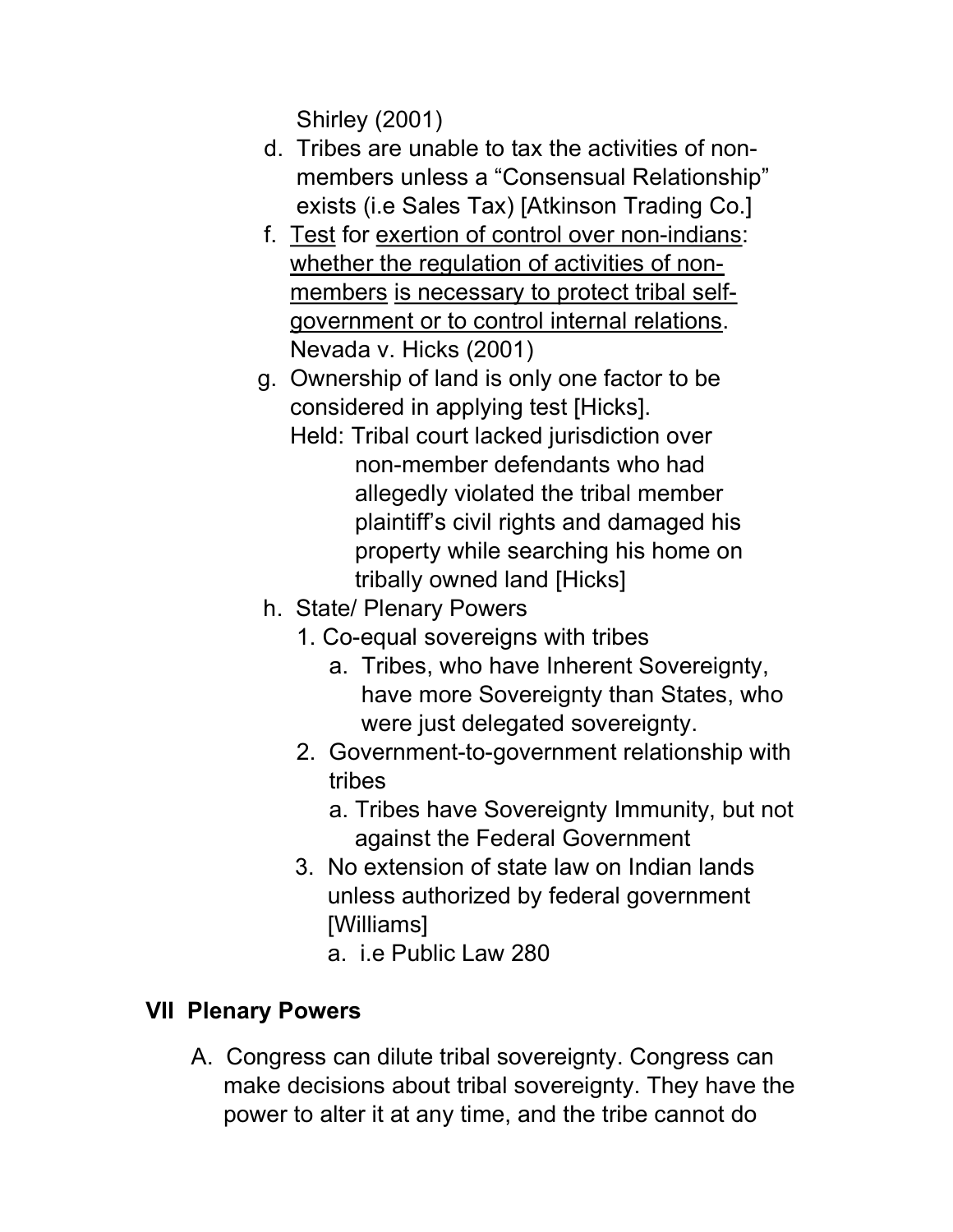Shirley (2001)

d. Tribes are unable to tax the activities of non-members unless a "Consensual Relationship" exists (i.e Sales Tax) [Atkinson Trading Co.]

f. <u>Test</u> for <u>exertion of control over non-indians</u>: <u>whether the regulation of activities of non-members</u> <u>is necessary to protect tribal self-government or to control internal relations</u>. Nevada v. Hicks (2001)

g. Ownership of land is only one factor to be considered in applying test [Hicks].
   Held: Tribal court lacked jurisdiction over non-member defendants who had allegedly violated the tribal member plaintiff's civil rights and damaged his property while searching his home on tribally owned land [Hicks]

h. State/ Plenary Powers
   1. Co-equal sovereigns with tribes
      a. Tribes, who have Inherent Sovereignty, have more Sovereignty than States, who were just delegated sovereignty.
   2. Government-to-government relationship with tribes
      a. Tribes have Sovereignty Immunity, but not against the Federal Government
   3. No extension of state law on Indian lands unless authorized by federal government [Williams]
      a. i.e Public Law 280

## VII Plenary Powers

A. Congress can dilute tribal sovereignty. Congress can make decisions about tribal sovereignty. They have the power to alter it at any time, and the tribe cannot do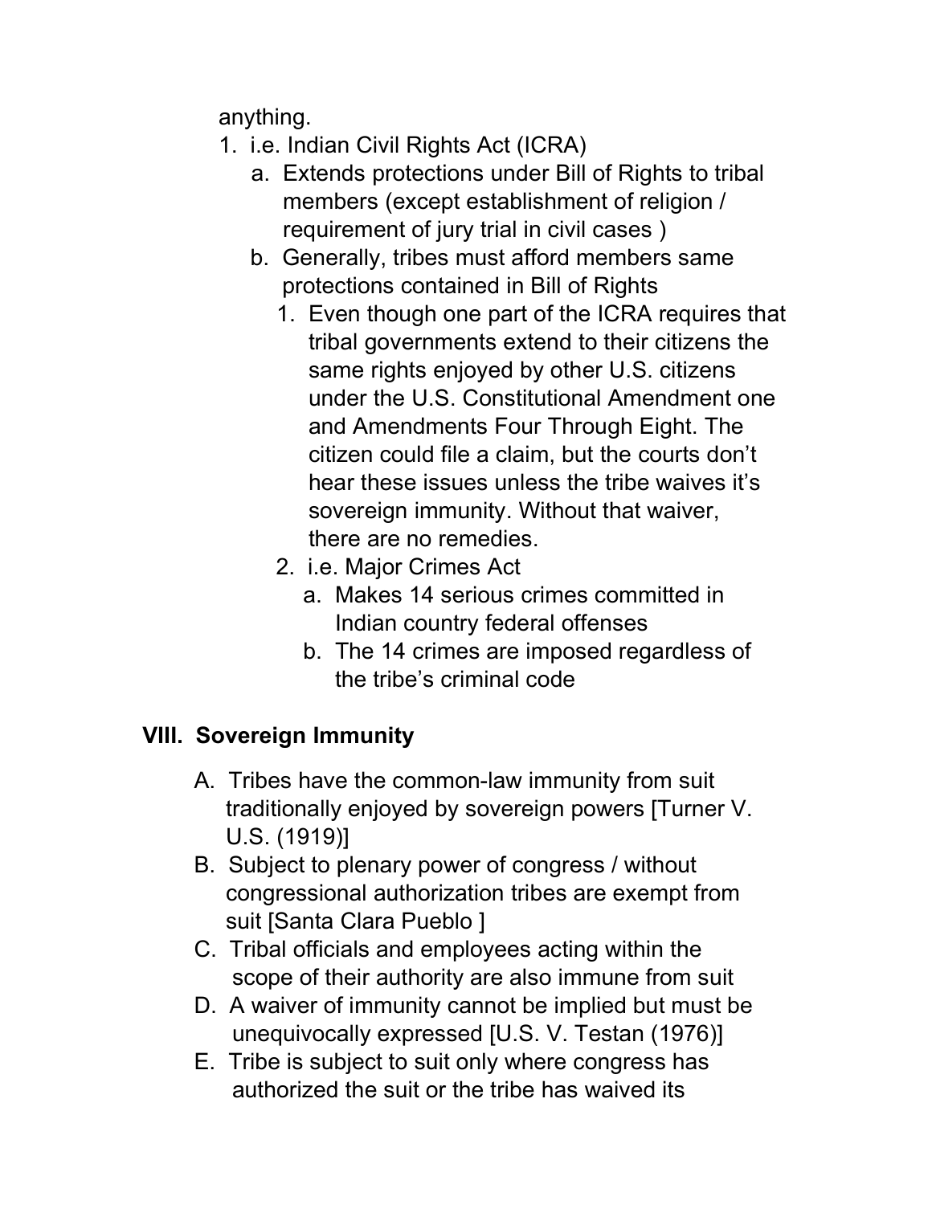anything.

1. i.e. Indian Civil Rights Act (ICRA)
    a. Extends protections under Bill of Rights to tribal members (except establishment of religion / requirement of jury trial in civil cases )
    b. Generally, tribes must afford members same protections contained in Bill of Rights
        1. Even though one part of the ICRA requires that tribal governments extend to their citizens the same rights enjoyed by other U.S. citizens under the U.S. Constitutional Amendment one and Amendments Four Through Eight. The citizen could file a claim, but the courts don't hear these issues unless the tribe waives it's sovereign immunity. Without that waiver, there are no remedies.
        2. i.e. Major Crimes Act
            a. Makes 14 serious crimes committed in Indian country federal offenses
            b. The 14 crimes are imposed regardless of the tribe's criminal code

## VIII. Sovereign Immunity

A. Tribes have the common-law immunity from suit traditionally enjoyed by sovereign powers [Turner V. U.S. (1919)]

B. Subject to plenary power of congress / without congressional authorization tribes are exempt from suit [Santa Clara Pueblo ]

C. Tribal officials and employees acting within the scope of their authority are also immune from suit

D. A waiver of immunity cannot be implied but must be unequivocally expressed [U.S. V. Testan (1976)]

E. Tribe is subject to suit only where congress has authorized the suit or the tribe has waived its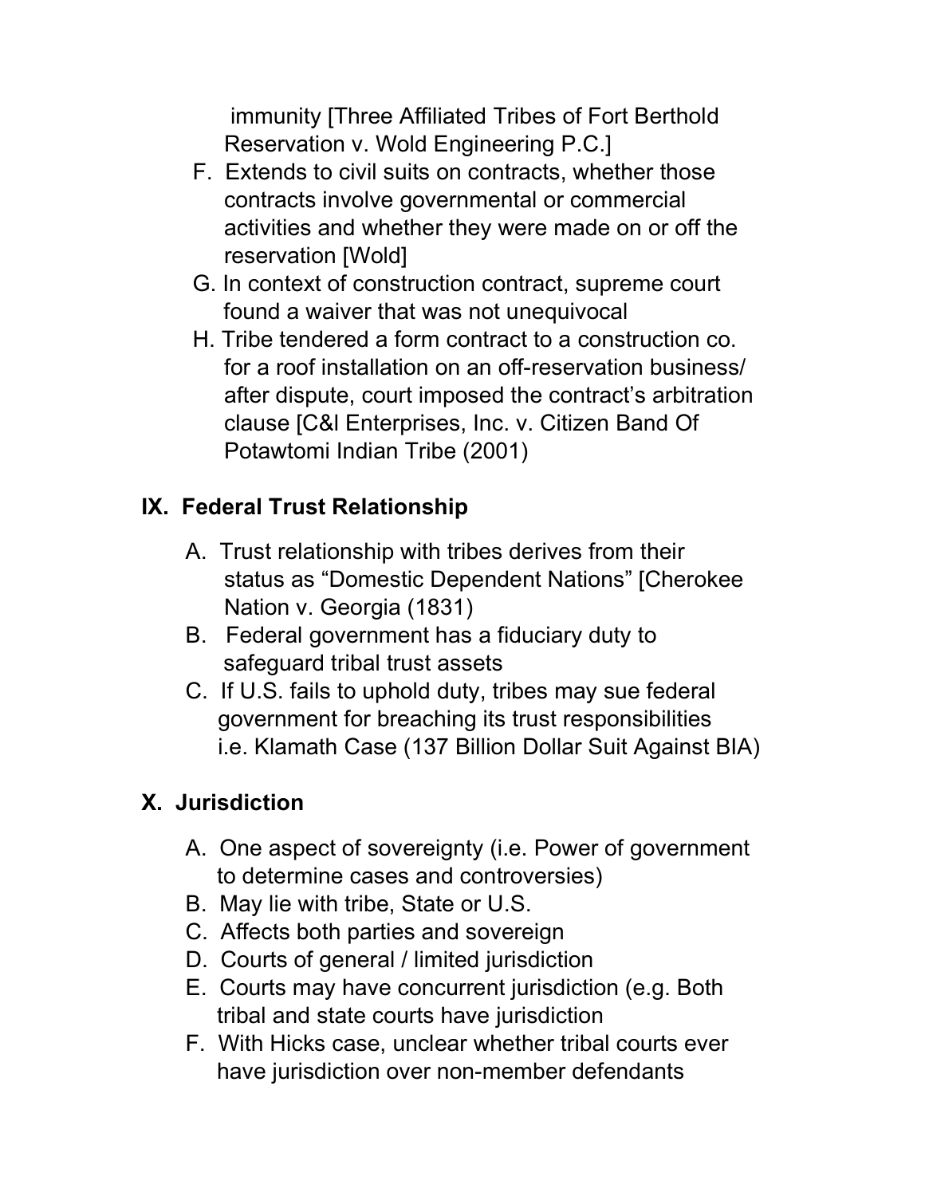immunity [Three Affiliated Tribes of Fort Berthold Reservation v. Wold Engineering P.C.]

F. Extends to civil suits on contracts, whether those contracts involve governmental or commercial activities and whether they were made on or off the reservation [Wold]

G. In context of construction contract, supreme court found a waiver that was not unequivocal

H. Tribe tendered a form contract to a construction co. for a roof installation on an off-reservation business/ after dispute, court imposed the contract's arbitration clause [C&l Enterprises, Inc. v. Citizen Band Of Potawtomi Indian Tribe (2001)

## IX. Federal Trust Relationship

A. Trust relationship with tribes derives from their status as "Domestic Dependent Nations" [Cherokee Nation v. Georgia (1831)

B. Federal government has a fiduciary duty to safeguard tribal trust assets

C. If U.S. fails to uphold duty, tribes may sue federal government for breaching its trust responsibilities i.e. Klamath Case (137 Billion Dollar Suit Against BIA)

## X. Jurisdiction

A. One aspect of sovereignty (i.e. Power of government to determine cases and controversies)

B. May lie with tribe, State or U.S.

C. Affects both parties and sovereign

D. Courts of general / limited jurisdiction

E. Courts may have concurrent jurisdiction (e.g. Both tribal and state courts have jurisdiction

F. With Hicks case, unclear whether tribal courts ever have jurisdiction over non-member defendants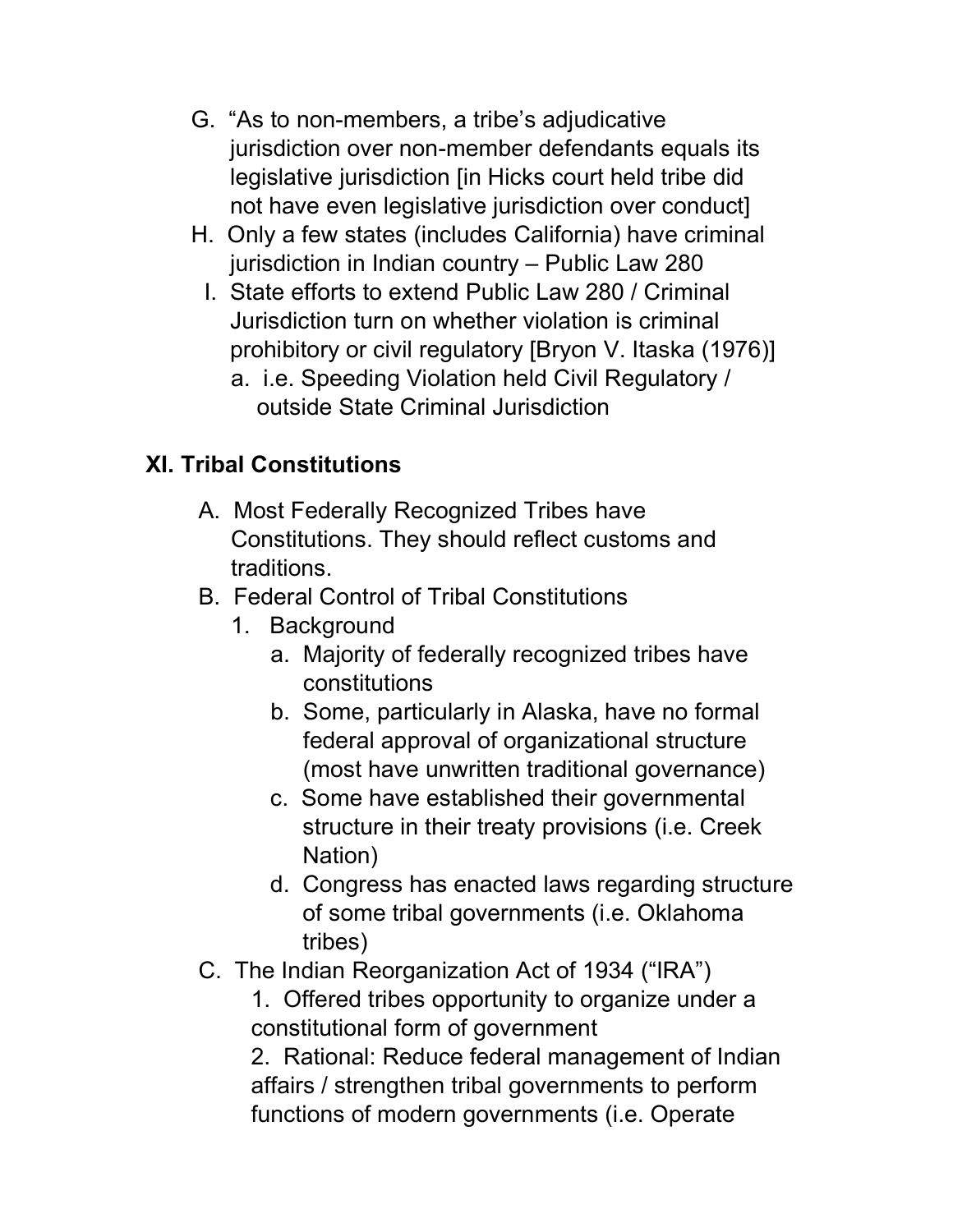G. "As to non-members, a tribe's adjudicative jurisdiction over non-member defendants equals its legislative jurisdiction [in Hicks court held tribe did not have even legislative jurisdiction over conduct]

H. Only a few states (includes California) have criminal jurisdiction in Indian country – Public Law 280

I. State efforts to extend Public Law 280 / Criminal Jurisdiction turn on whether violation is criminal prohibitory or civil regulatory [Bryon V. Itaska (1976)]
   a. i.e. Speeding Violation held Civil Regulatory / outside State Criminal Jurisdiction

## XI. Tribal Constitutions

A. Most Federally Recognized Tribes have Constitutions. They should reflect customs and traditions.

B. Federal Control of Tribal Constitutions
   1. Background
      a. Majority of federally recognized tribes have constitutions
      b. Some, particularly in Alaska, have no formal federal approval of organizational structure (most have unwritten traditional governance)
      c. Some have established their governmental structure in their treaty provisions (i.e. Creek Nation)
      d. Congress has enacted laws regarding structure of some tribal governments (i.e. Oklahoma tribes)

C. The Indian Reorganization Act of 1934 ("IRA")
   1. Offered tribes opportunity to organize under a constitutional form of government
   2. Rational: Reduce federal management of Indian affairs / strengthen tribal governments to perform functions of modern governments (i.e. Operate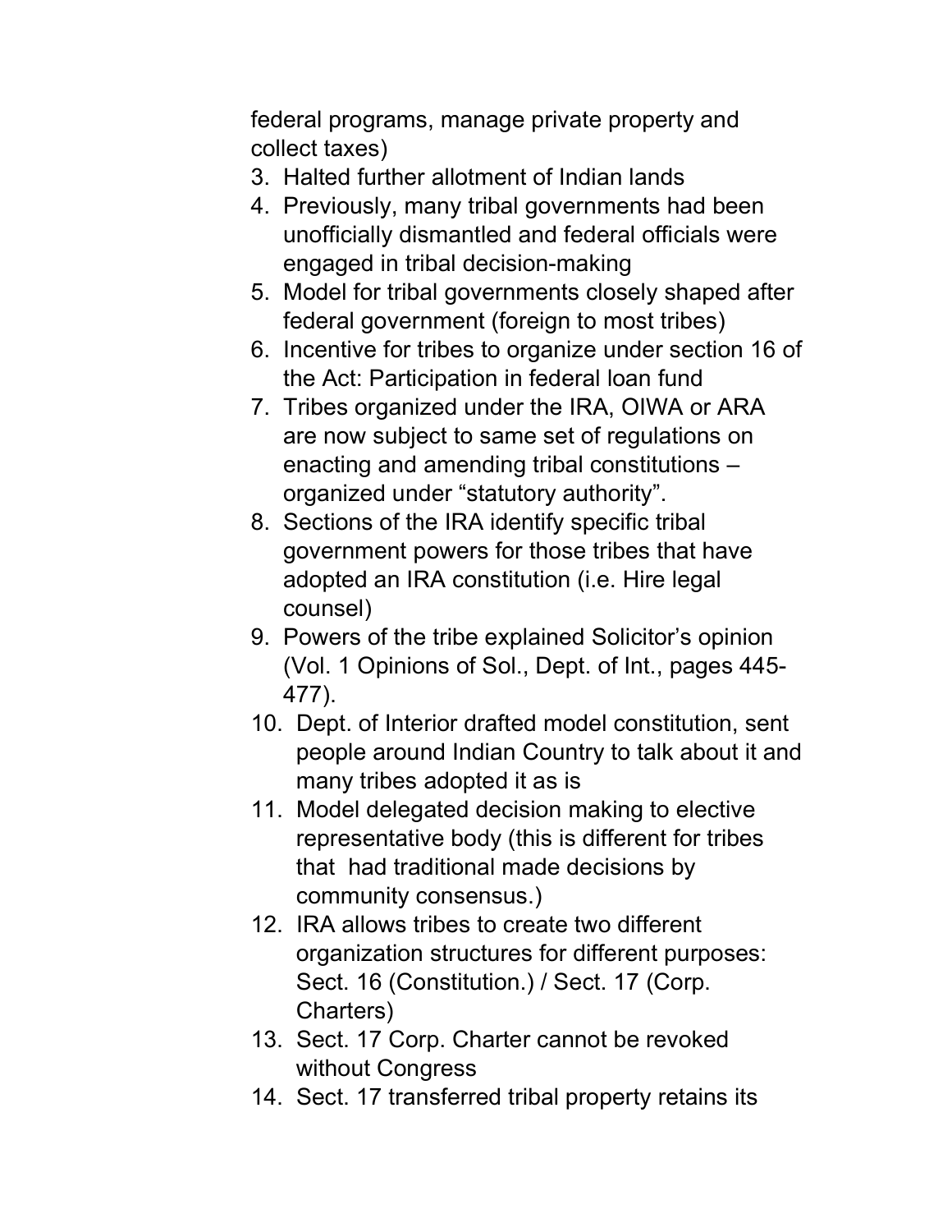federal programs, manage private property and collect taxes)

3. Halted further allotment of Indian lands
4. Previously, many tribal governments had been unofficially dismantled and federal officials were engaged in tribal decision-making
5. Model for tribal governments closely shaped after federal government (foreign to most tribes)
6. Incentive for tribes to organize under section 16 of the Act: Participation in federal loan fund
7. Tribes organized under the IRA, OIWA or ARA are now subject to same set of regulations on enacting and amending tribal constitutions – organized under "statutory authority".
8. Sections of the IRA identify specific tribal government powers for those tribes that have adopted an IRA constitution (i.e. Hire legal counsel)
9. Powers of the tribe explained Solicitor's opinion (Vol. 1 Opinions of Sol., Dept. of Int., pages 445-477).
10. Dept. of Interior drafted model constitution, sent people around Indian Country to talk about it and many tribes adopted it as is
11. Model delegated decision making to elective representative body (this is different for tribes that had traditional made decisions by community consensus.)
12. IRA allows tribes to create two different organization structures for different purposes: Sect. 16 (Constitution.) / Sect. 17 (Corp. Charters)
13. Sect. 17 Corp. Charter cannot be revoked without Congress
14. Sect. 17 transferred tribal property retains its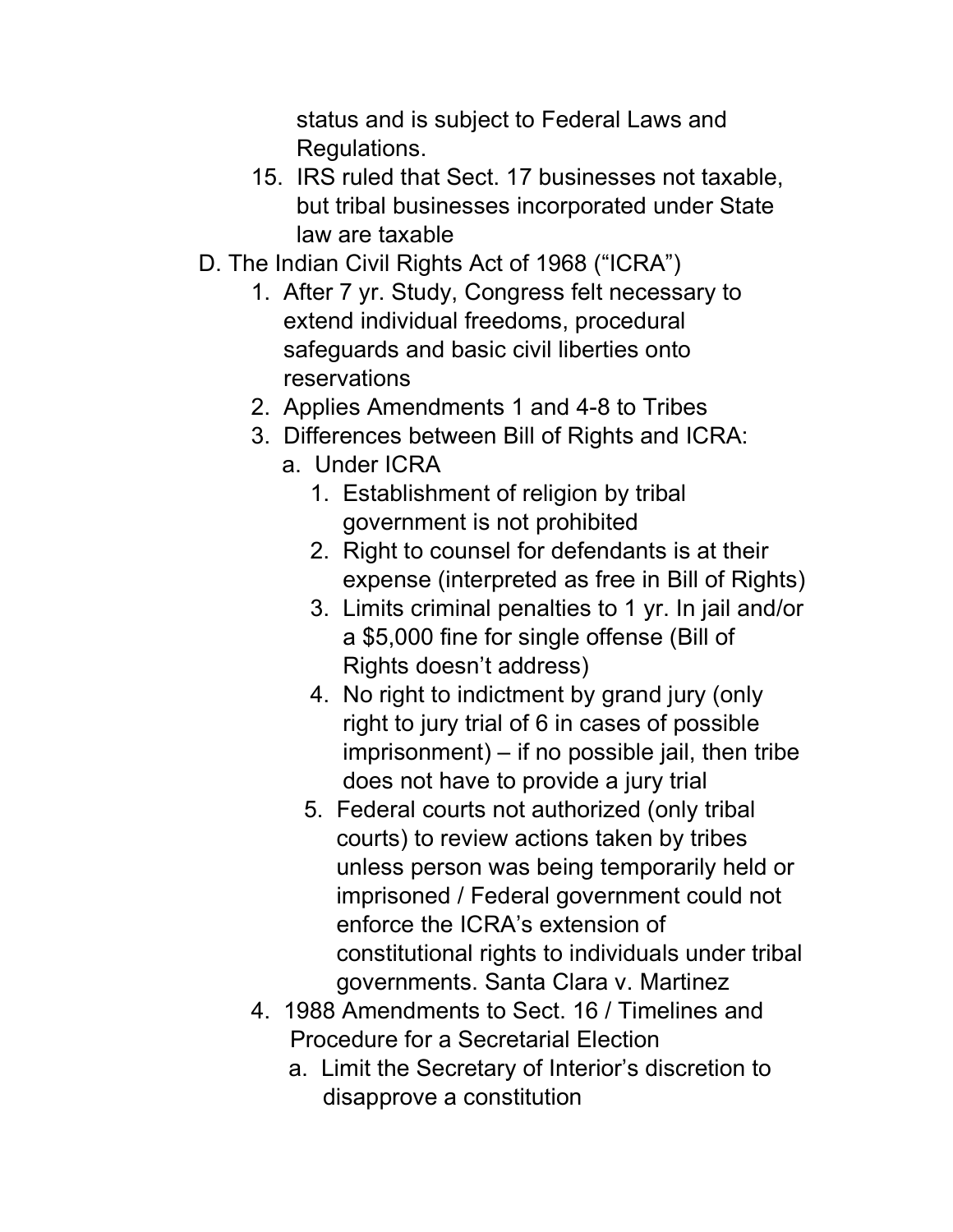status and is subject to Federal Laws and Regulations.

15. IRS ruled that Sect. 17 businesses not taxable, but tribal businesses incorporated under State law are taxable

D. The Indian Civil Rights Act of 1968 ("ICRA")
   1. After 7 yr. Study, Congress felt necessary to extend individual freedoms, procedural safeguards and basic civil liberties onto reservations
   2. Applies Amendments 1 and 4-8 to Tribes
   3. Differences between Bill of Rights and ICRA:
      a. Under ICRA
         1. Establishment of religion by tribal government is not prohibited
         2. Right to counsel for defendants is at their expense (interpreted as free in Bill of Rights)
         3. Limits criminal penalties to 1 yr. In jail and/or a $5,000 fine for single offense (Bill of Rights doesn't address)
         4. No right to indictment by grand jury (only right to jury trial of 6 in cases of possible imprisonment) – if no possible jail, then tribe does not have to provide a jury trial
         5. Federal courts not authorized (only tribal courts) to review actions taken by tribes unless person was being temporarily held or imprisoned / Federal government could not enforce the ICRA's extension of constitutional rights to individuals under tribal governments. Santa Clara v. Martinez
   4. 1988 Amendments to Sect. 16 / Timelines and Procedure for a Secretarial Election
      a. Limit the Secretary of Interior's discretion to disapprove a constitution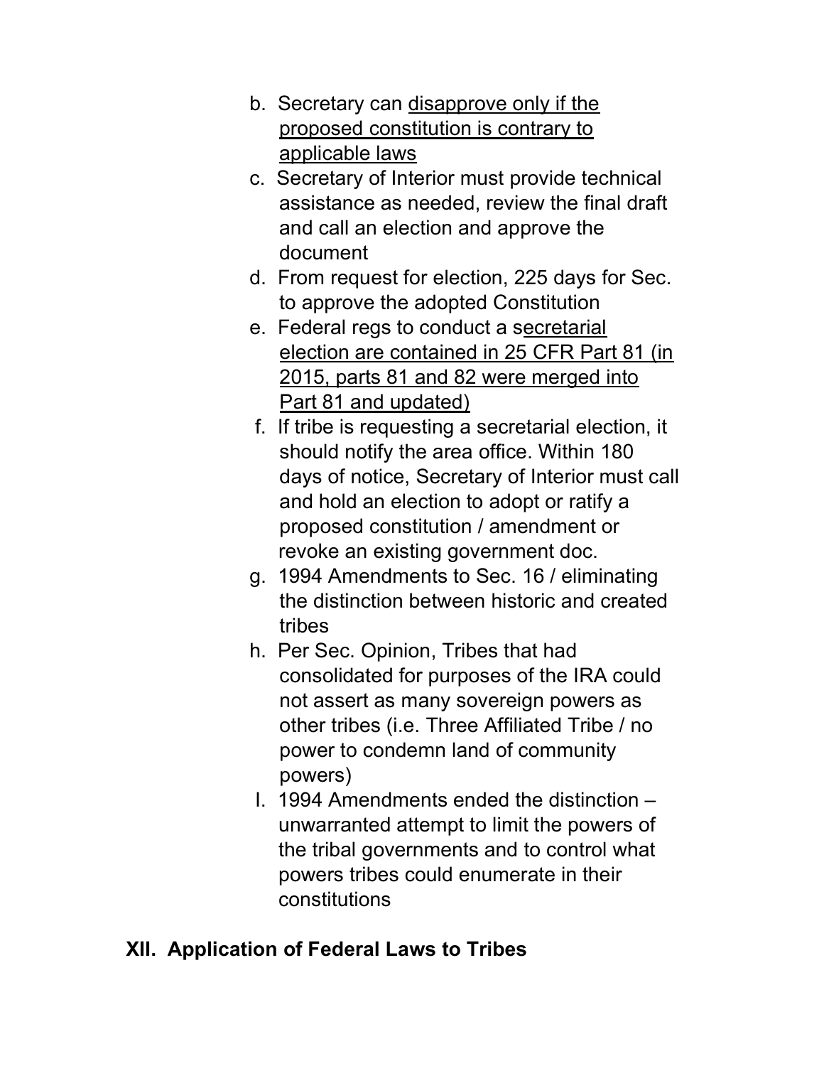b. Secretary can <u>disapprove only if the proposed constitution is contrary to applicable laws</u>

c. Secretary of Interior must provide technical assistance as needed, review the final draft and call an election and approve the document

d. From request for election, 225 days for Sec. to approve the adopted Constitution

e. Federal regs to conduct a s<u>ecretarial election are contained in 25 CFR Part 81 (in 2015, parts 81 and 82 were merged into Part 81 and updated)</u>

f. If tribe is requesting a secretarial election, it should notify the area office. Within 180 days of notice, Secretary of Interior must call and hold an election to adopt or ratify a proposed constitution / amendment or revoke an existing government doc.

g. 1994 Amendments to Sec. 16 / eliminating the distinction between historic and created tribes

h. Per Sec. Opinion, Tribes that had consolidated for purposes of the IRA could not assert as many sovereign powers as other tribes (i.e. Three Affiliated Tribe / no power to condemn land of community powers)

I. 1994 Amendments ended the distinction – unwarranted attempt to limit the powers of the tribal governments and to control what powers tribes could enumerate in their constitutions

## XII. Application of Federal Laws to Tribes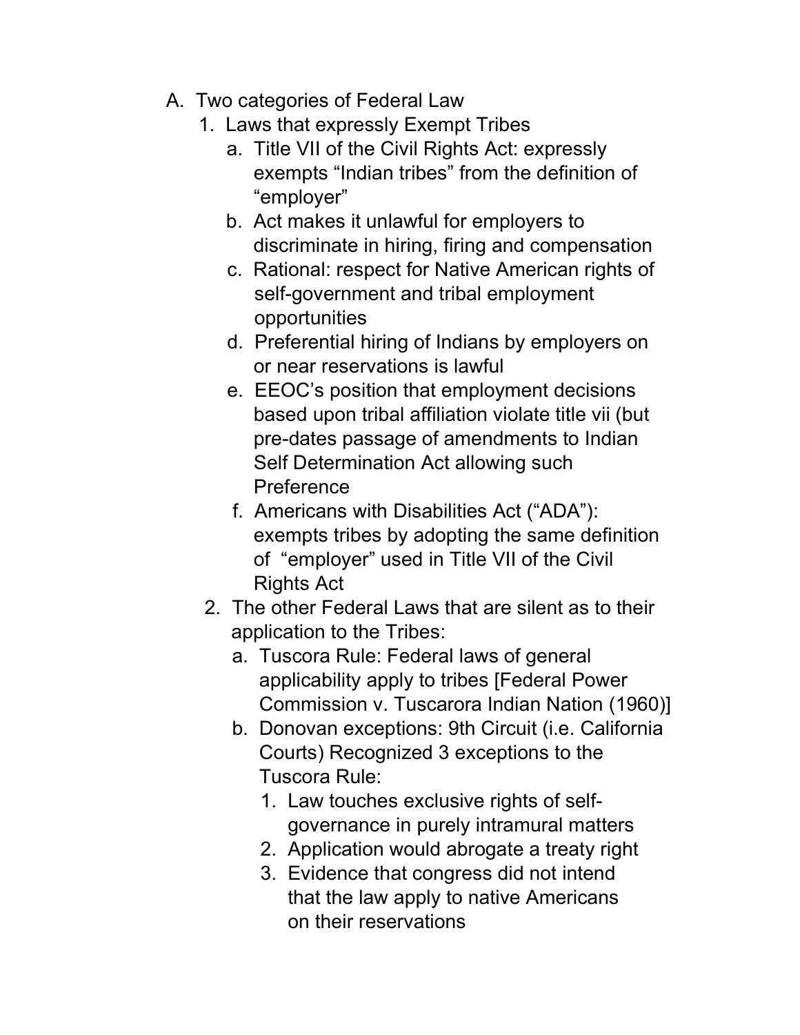A. Two categories of Federal Law
   1. Laws that expressly Exempt Tribes
      a. Title VII of the Civil Rights Act: expressly exempts "Indian tribes" from the definition of "employer"
      b. Act makes it unlawful for employers to discriminate in hiring, firing and compensation
      c. Rational: respect for Native American rights of self-government and tribal employment opportunities
      d. Preferential hiring of Indians by employers on or near reservations is lawful
      e. EEOC's position that employment decisions based upon tribal affiliation violate title vii (but pre-dates passage of amendments to Indian Self Determination Act allowing such Preference
      f. Americans with Disabilities Act ("ADA"): exempts tribes by adopting the same definition of "employer" used in Title VII of the Civil Rights Act
   2. The other Federal Laws that are silent as to their application to the Tribes:
      a. Tuscora Rule: Federal laws of general applicability apply to tribes [Federal Power Commission v. Tuscarora Indian Nation (1960)]
      b. Donovan exceptions: 9th Circuit (i.e. California Courts) Recognized 3 exceptions to the Tuscora Rule:
         1. Law touches exclusive rights of self-governance in purely intramural matters
         2. Application would abrogate a treaty right
         3. Evidence that congress did not intend that the law apply to native Americans on their reservations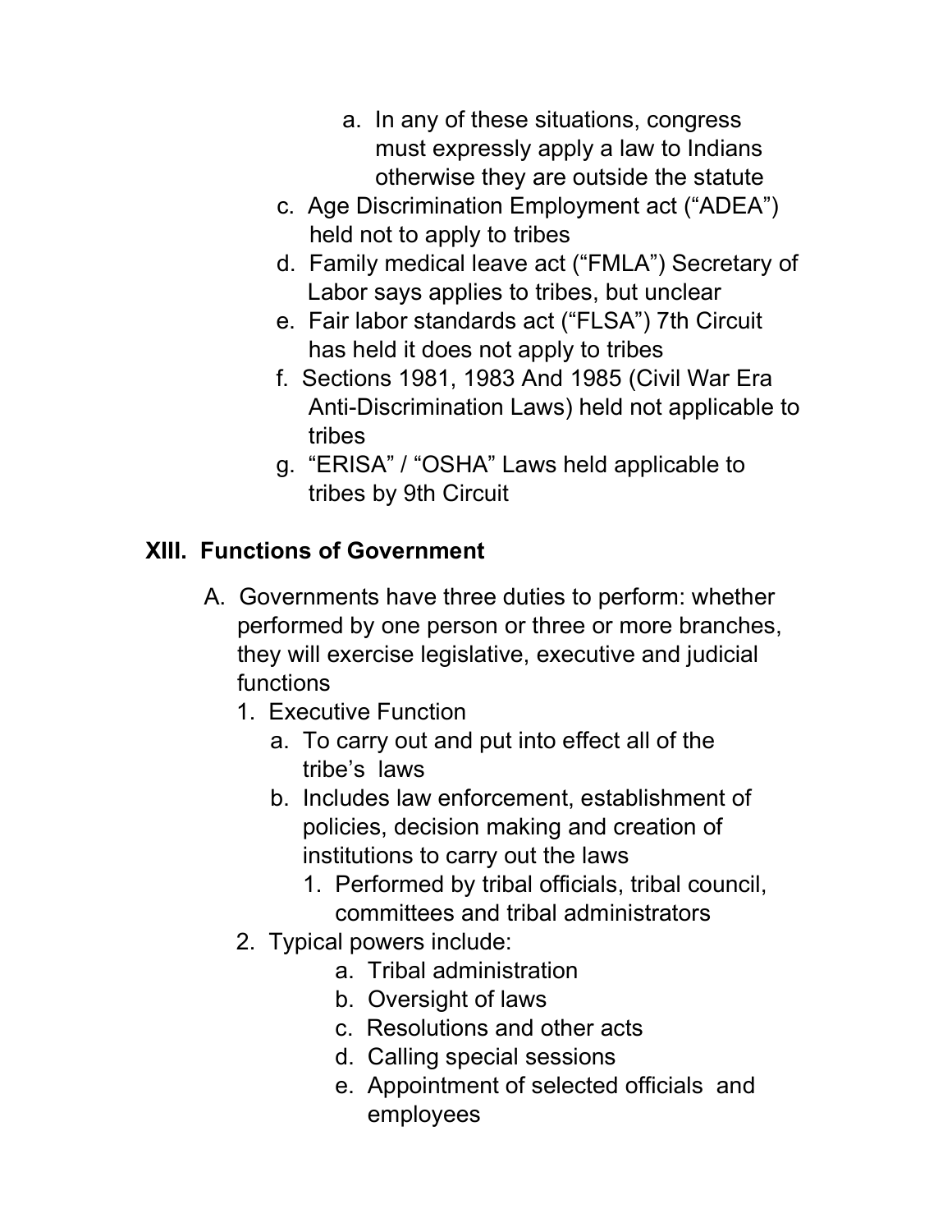a. In any of these situations, congress must expressly apply a law to Indians otherwise they are outside the statute

   c. Age Discrimination Employment act ("ADEA") held not to apply to tribes
   d. Family medical leave act ("FMLA") Secretary of Labor says applies to tribes, but unclear
   e. Fair labor standards act ("FLSA") 7th Circuit has held it does not apply to tribes
   f. Sections 1981, 1983 And 1985 (Civil War Era Anti-Discrimination Laws) held not applicable to tribes
   g. "ERISA" / "OSHA" Laws held applicable to tribes by 9th Circuit

## XIII. Functions of Government

A. Governments have three duties to perform: whether performed by one person or three or more branches, they will exercise legislative, executive and judicial functions

   1. Executive Function
      a. To carry out and put into effect all of the tribe's laws
      b. Includes law enforcement, establishment of policies, decision making and creation of institutions to carry out the laws
         1. Performed by tribal officials, tribal council, committees and tribal administrators
   2. Typical powers include:
      a. Tribal administration
      b. Oversight of laws
      c. Resolutions and other acts
      d. Calling special sessions
      e. Appointment of selected officials and employees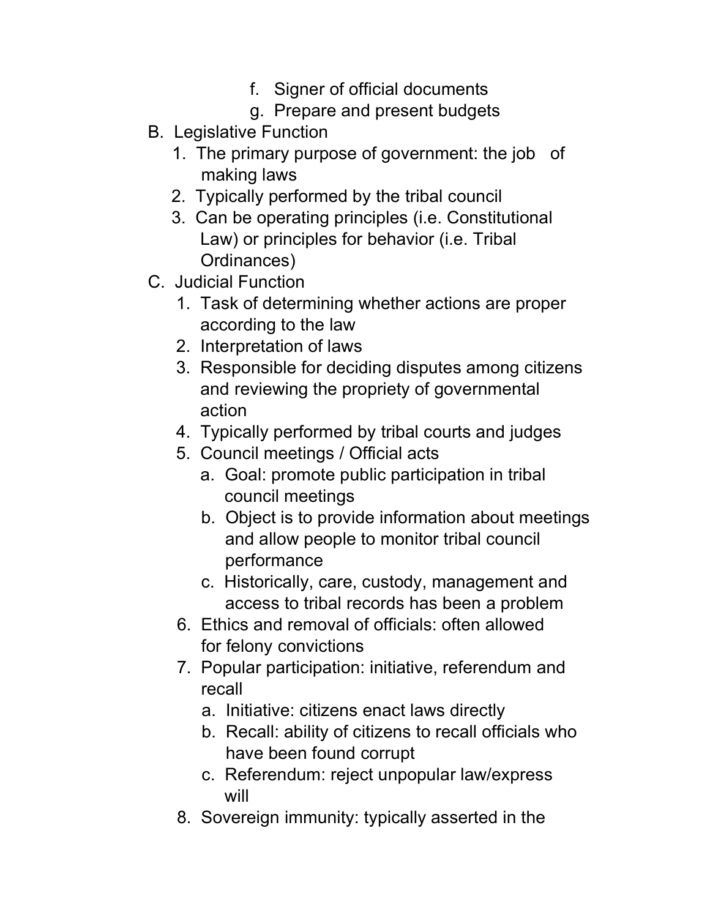- f. Signer of official documents
   - g. Prepare and present budgets

B. Legislative Function
   1. The primary purpose of government: the job of making laws
   2. Typically performed by the tribal council
   3. Can be operating principles (i.e. Constitutional Law) or principles for behavior (i.e. Tribal Ordinances)

C. Judicial Function
   1. Task of determining whether actions are proper according to the law
   2. Interpretation of laws
   3. Responsible for deciding disputes among citizens and reviewing the propriety of governmental action
   4. Typically performed by tribal courts and judges
   5. Council meetings / Official acts
      - a. Goal: promote public participation in tribal council meetings
      - b. Object is to provide information about meetings and allow people to monitor tribal council performance
      - c. Historically, care, custody, management and access to tribal records has been a problem
   6. Ethics and removal of officials: often allowed for felony convictions
   7. Popular participation: initiative, referendum and recall
      - a. Initiative: citizens enact laws directly
      - b. Recall: ability of citizens to recall officials who have been found corrupt
      - c. Referendum: reject unpopular law/express will
   8. Sovereign immunity: typically asserted in the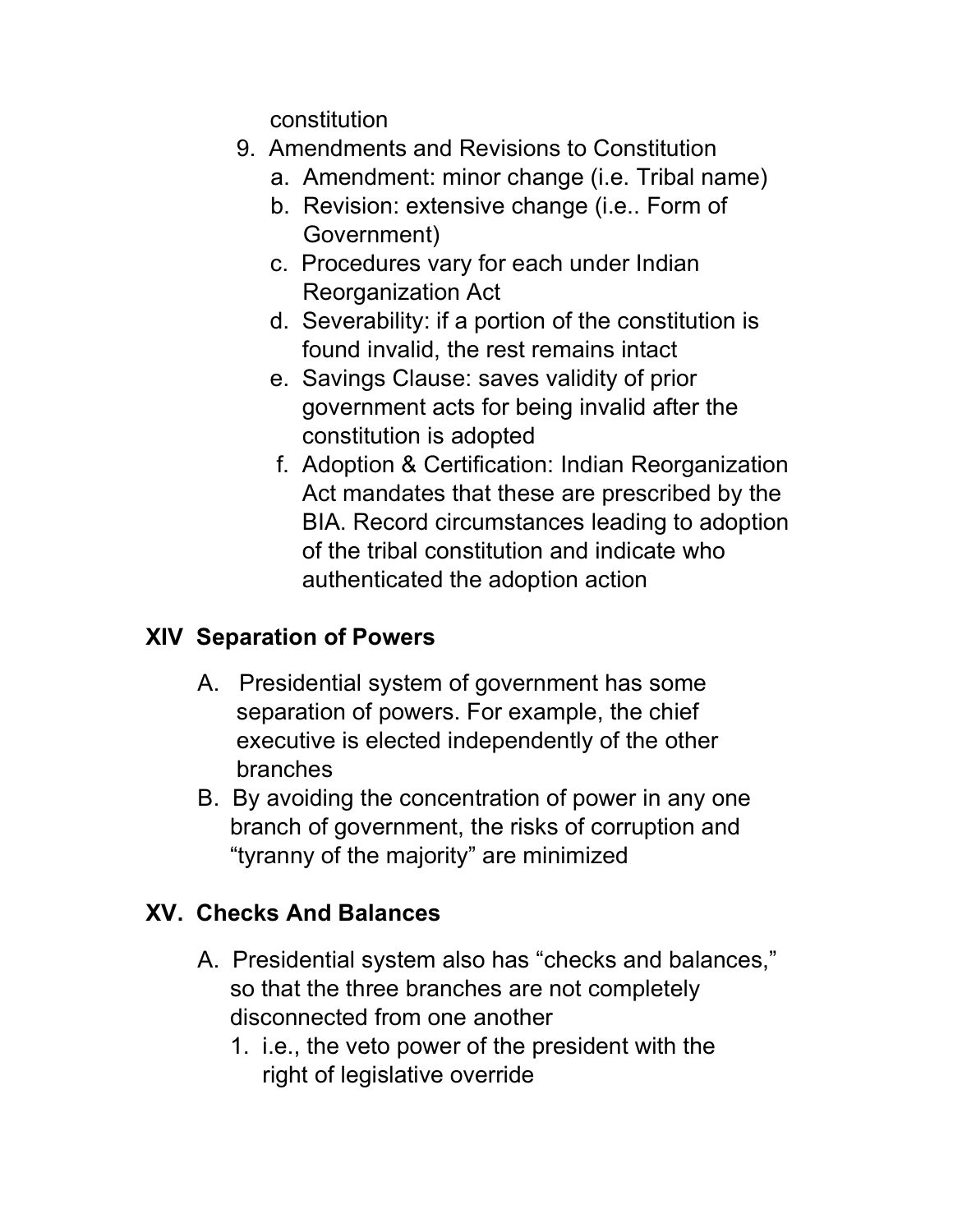constitution

9. Amendments and Revisions to Constitution
   a. Amendment: minor change (i.e. Tribal name)
   b. Revision: extensive change (i.e.. Form of Government)
   c. Procedures vary for each under Indian Reorganization Act
   d. Severability: if a portion of the constitution is found invalid, the rest remains intact
   e. Savings Clause: saves validity of prior government acts for being invalid after the constitution is adopted
   f. Adoption & Certification: Indian Reorganization Act mandates that these are prescribed by the BIA. Record circumstances leading to adoption of the tribal constitution and indicate who authenticated the adoption action

## XIV Separation of Powers

A. Presidential system of government has some separation of powers. For example, the chief executive is elected independently of the other branches
B. By avoiding the concentration of power in any one branch of government, the risks of corruption and "tyranny of the majority" are minimized

## XV. Checks And Balances

A. Presidential system also has "checks and balances," so that the three branches are not completely disconnected from one another
   1. i.e., the veto power of the president with the right of legislative override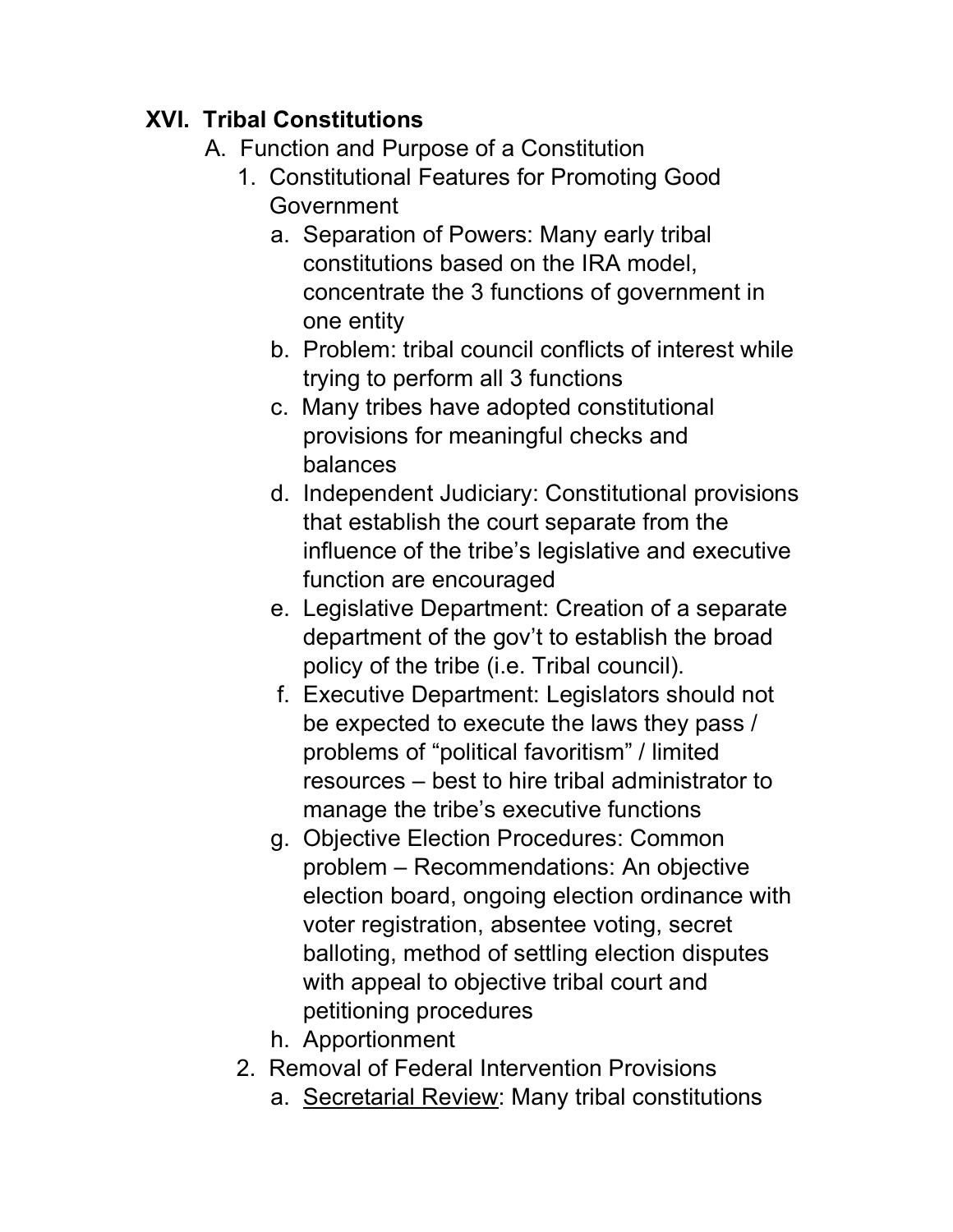## XVI. Tribal Constitutions

A. Function and Purpose of a Constitution

1. Constitutional Features for Promoting Good Government
    a. Separation of Powers: Many early tribal constitutions based on the IRA model, concentrate the 3 functions of government in one entity
    b. Problem: tribal council conflicts of interest while trying to perform all 3 functions
    c. Many tribes have adopted constitutional provisions for meaningful checks and balances
    d. Independent Judiciary: Constitutional provisions that establish the court separate from the influence of the tribe's legislative and executive function are encouraged
    e. Legislative Department: Creation of a separate department of the gov't to establish the broad policy of the tribe (i.e. Tribal council).
    f. Executive Department: Legislators should not be expected to execute the laws they pass / problems of "political favoritism" / limited resources – best to hire tribal administrator to manage the tribe's executive functions
    g. Objective Election Procedures: Common problem – Recommendations: An objective election board, ongoing election ordinance with voter registration, absentee voting, secret balloting, method of settling election disputes with appeal to objective tribal court and petitioning procedures
    h. Apportionment
2. Removal of Federal Intervention Provisions
    a. <u>Secretarial Review</u>: Many tribal constitutions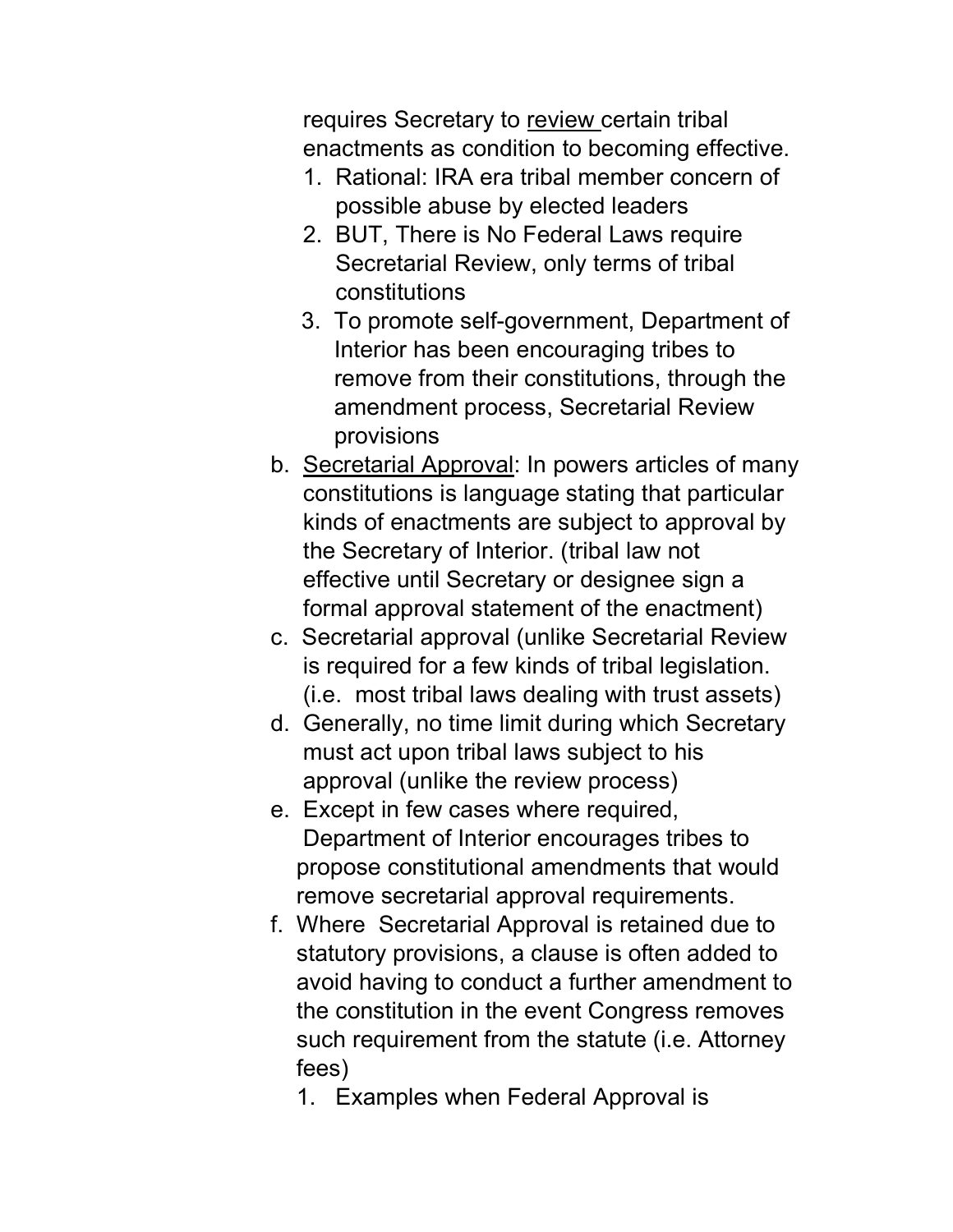requires Secretary to <u>review</u> certain tribal enactments as condition to becoming effective.

1. Rational: IRA era tribal member concern of possible abuse by elected leaders
2. BUT, There is No Federal Laws require Secretarial Review, only terms of tribal constitutions
3. To promote self-government, Department of Interior has been encouraging tribes to remove from their constitutions, through the amendment process, Secretarial Review provisions

b. <u>Secretarial Approval</u>: In powers articles of many constitutions is language stating that particular kinds of enactments are subject to approval by the Secretary of Interior. (tribal law not effective until Secretary or designee sign a formal approval statement of the enactment)

c. Secretarial approval (unlike Secretarial Review is required for a few kinds of tribal legislation. (i.e. most tribal laws dealing with trust assets)

d. Generally, no time limit during which Secretary must act upon tribal laws subject to his approval (unlike the review process)

e. Except in few cases where required, Department of Interior encourages tribes to propose constitutional amendments that would remove secretarial approval requirements.

f. Where Secretarial Approval is retained due to statutory provisions, a clause is often added to avoid having to conduct a further amendment to the constitution in the event Congress removes such requirement from the statute (i.e. Attorney fees)

   1. Examples when Federal Approval is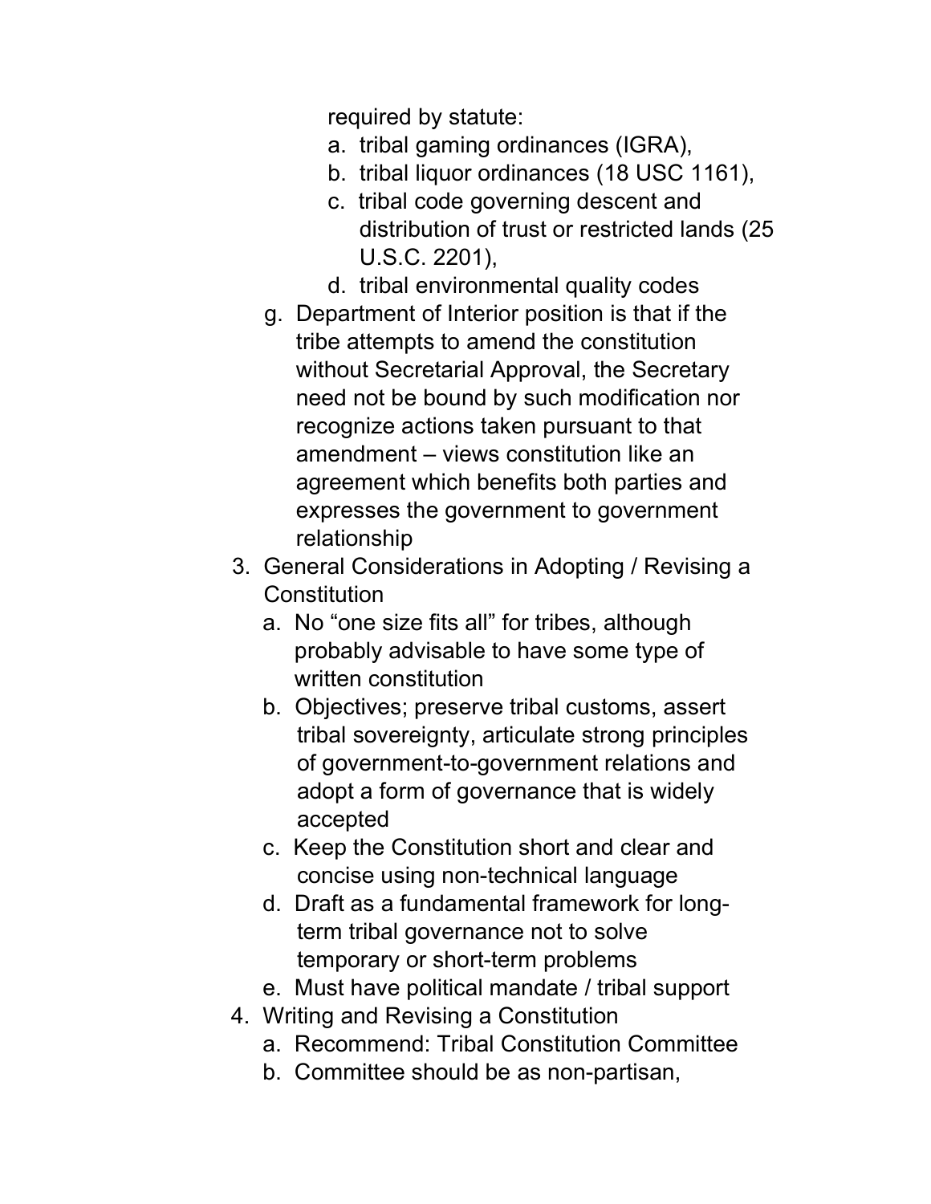required by statute:

   a. tribal gaming ordinances (IGRA),
   b. tribal liquor ordinances (18 USC 1161),
   c. tribal code governing descent and distribution of trust or restricted lands (25 U.S.C. 2201),
   d. tribal environmental quality codes

g. Department of Interior position is that if the tribe attempts to amend the constitution without Secretarial Approval, the Secretary need not be bound by such modification nor recognize actions taken pursuant to that amendment – views constitution like an agreement which benefits both parties and expresses the government to government relationship

3. General Considerations in Adopting / Revising a Constitution
   a. No "one size fits all" for tribes, although probably advisable to have some type of written constitution
   b. Objectives; preserve tribal customs, assert tribal sovereignty, articulate strong principles of government-to-government relations and adopt a form of governance that is widely accepted
   c. Keep the Constitution short and clear and concise using non-technical language
   d. Draft as a fundamental framework for long-term tribal governance not to solve temporary or short-term problems
   e. Must have political mandate / tribal support
4. Writing and Revising a Constitution
   a. Recommend: Tribal Constitution Committee
   b. Committee should be as non-partisan,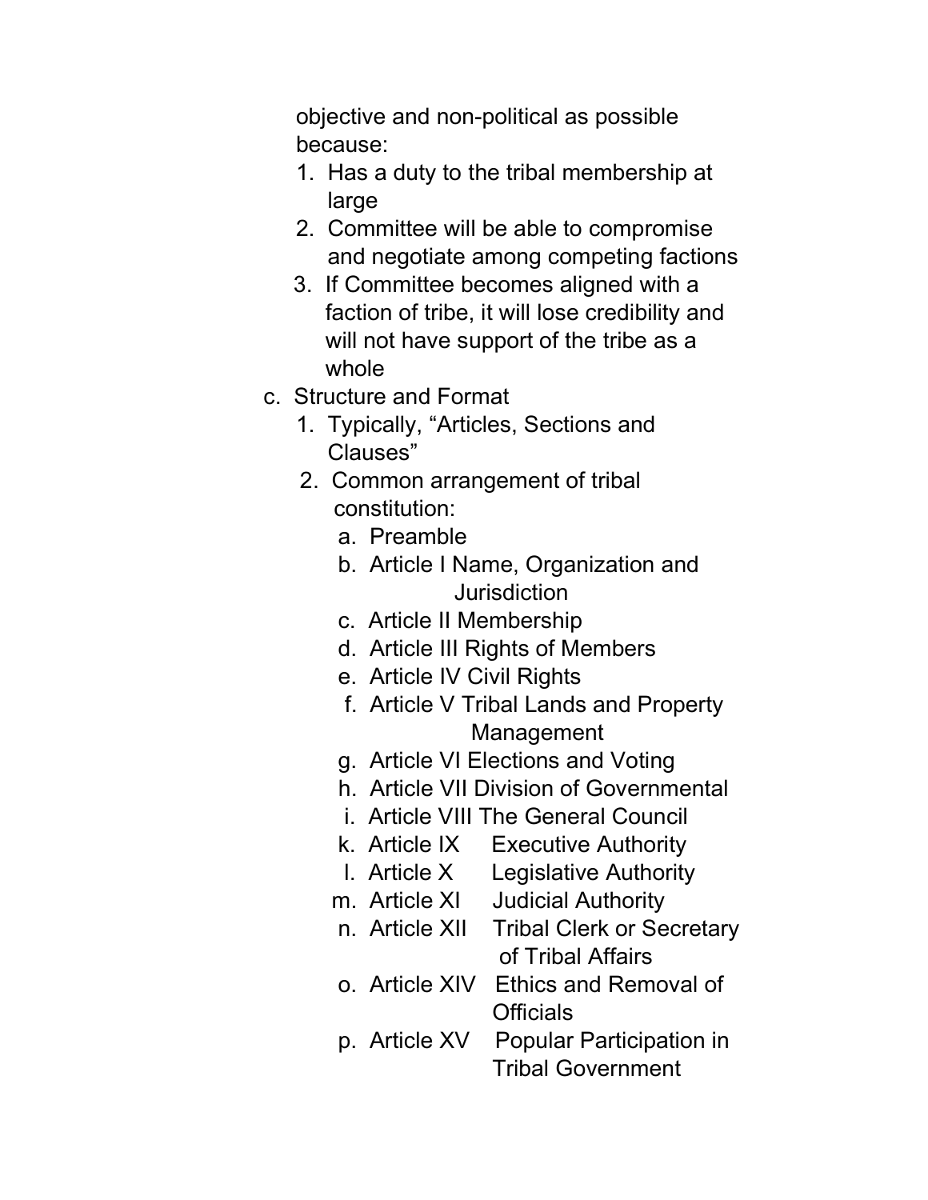objective and non-political as possible because:

1. Has a duty to the tribal membership at large
2. Committee will be able to compromise and negotiate among competing factions
3. If Committee becomes aligned with a faction of tribe, it will lose credibility and will not have support of the tribe as a whole

c. Structure and Format

1. Typically, "Articles, Sections and Clauses"
2. Common arrangement of tribal constitution:
   a. Preamble
   b. Article I Name, Organization and Jurisdiction
   c. Article II Membership
   d. Article III Rights of Members
   e. Article IV Civil Rights
   f. Article V Tribal Lands and Property Management
   g. Article VI Elections and Voting
   h. Article VII Division of Governmental
   i. Article VIII The General Council
   k. Article IX Executive Authority
   l. Article X Legislative Authority
   m. Article XI Judicial Authority
   n. Article XII Tribal Clerk or Secretary of Tribal Affairs
   o. Article XIV Ethics and Removal of Officials
   p. Article XV Popular Participation in Tribal Government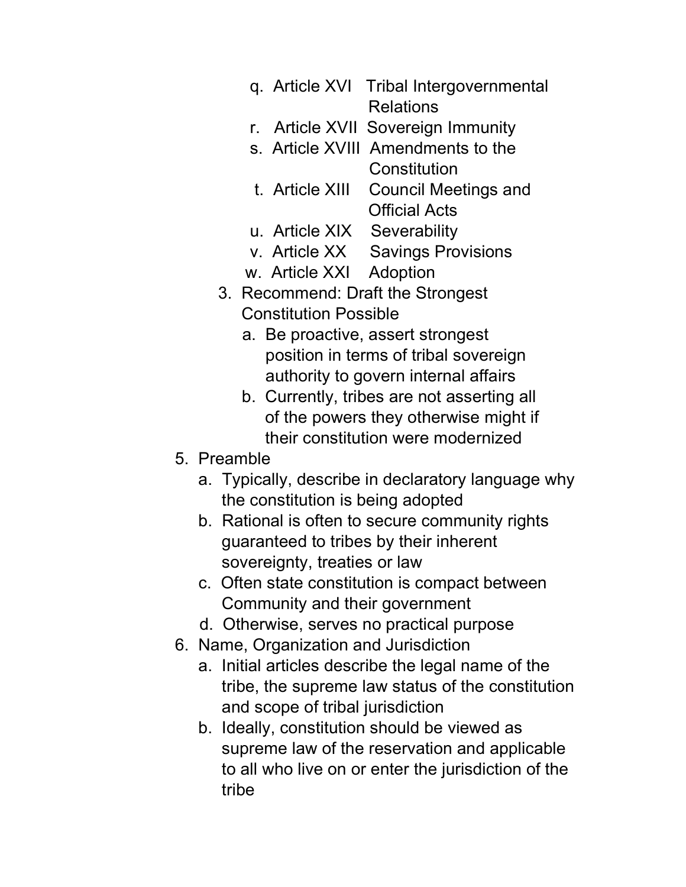- q. Article XVI Tribal Intergovernmental Relations
   - r. Article XVII Sovereign Immunity
   - s. Article XVIII Amendments to the Constitution
   - t. Article XIII Council Meetings and Official Acts
   - u. Article XIX Severability
   - v. Article XX Savings Provisions
   - w. Article XXI Adoption
3. Recommend: Draft the Strongest Constitution Possible
   - a. Be proactive, assert strongest position in terms of tribal sovereign authority to govern internal affairs
   - b. Currently, tribes are not asserting all of the powers they otherwise might if their constitution were modernized

5. Preamble
   - a. Typically, describe in declaratory language why the constitution is being adopted
   - b. Rational is often to secure community rights guaranteed to tribes by their inherent sovereignty, treaties or law
   - c. Often state constitution is compact between Community and their government
   - d. Otherwise, serves no practical purpose
6. Name, Organization and Jurisdiction
   - a. Initial articles describe the legal name of the tribe, the supreme law status of the constitution and scope of tribal jurisdiction
   - b. Ideally, constitution should be viewed as supreme law of the reservation and applicable to all who live on or enter the jurisdiction of the tribe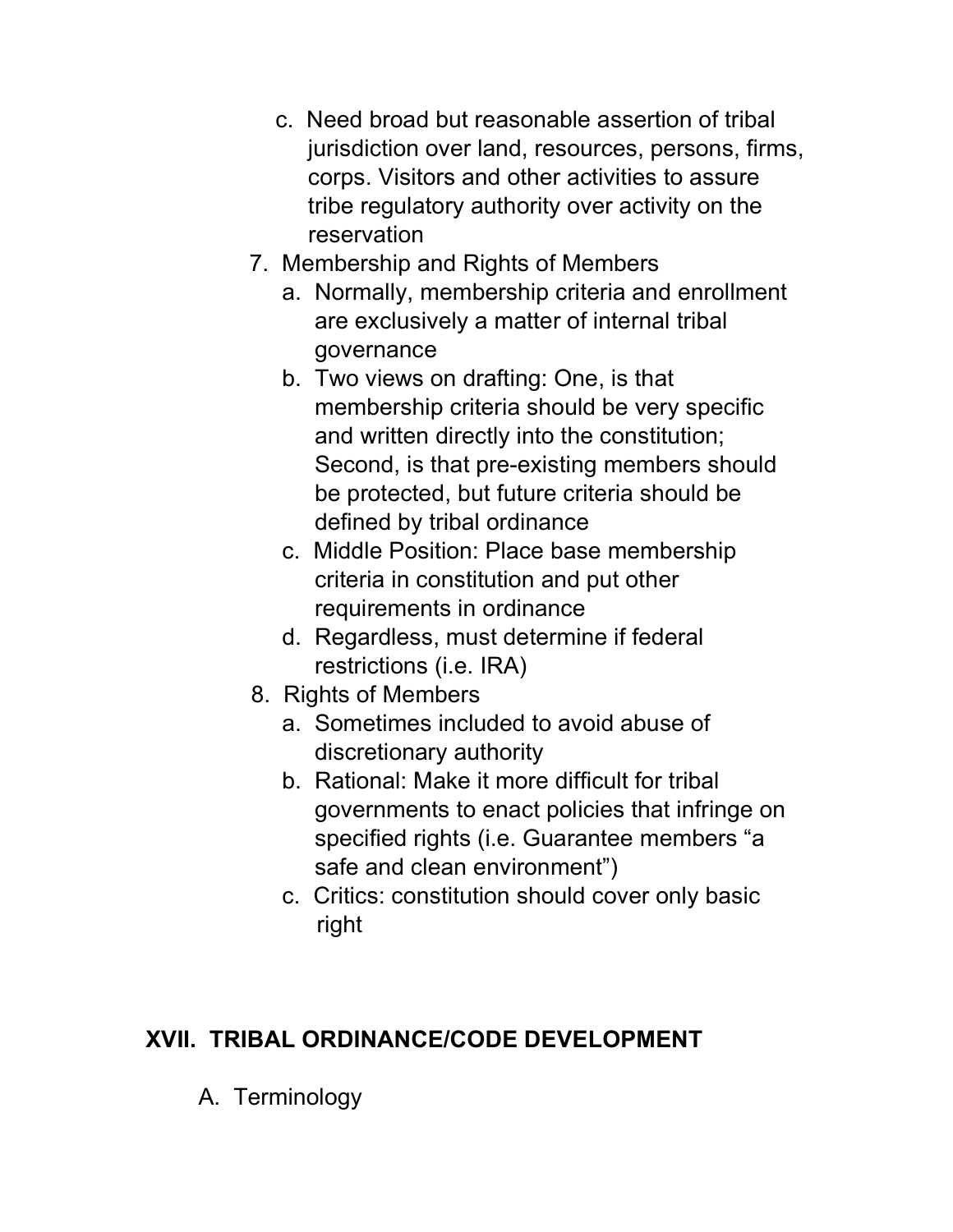c. Need broad but reasonable assertion of tribal jurisdiction over land, resources, persons, firms, corps. Visitors and other activities to assure tribe regulatory authority over activity on the reservation

7. Membership and Rights of Members
   a. Normally, membership criteria and enrollment are exclusively a matter of internal tribal governance
   b. Two views on drafting: One, is that membership criteria should be very specific and written directly into the constitution; Second, is that pre-existing members should be protected, but future criteria should be defined by tribal ordinance
   c. Middle Position: Place base membership criteria in constitution and put other requirements in ordinance
   d. Regardless, must determine if federal restrictions (i.e. IRA)

8. Rights of Members
   a. Sometimes included to avoid abuse of discretionary authority
   b. Rational: Make it more difficult for tribal governments to enact policies that infringe on specified rights (i.e. Guarantee members "a safe and clean environment")
   c. Critics: constitution should cover only basic right

## XVII. TRIBAL ORDINANCE/CODE DEVELOPMENT

A. Terminology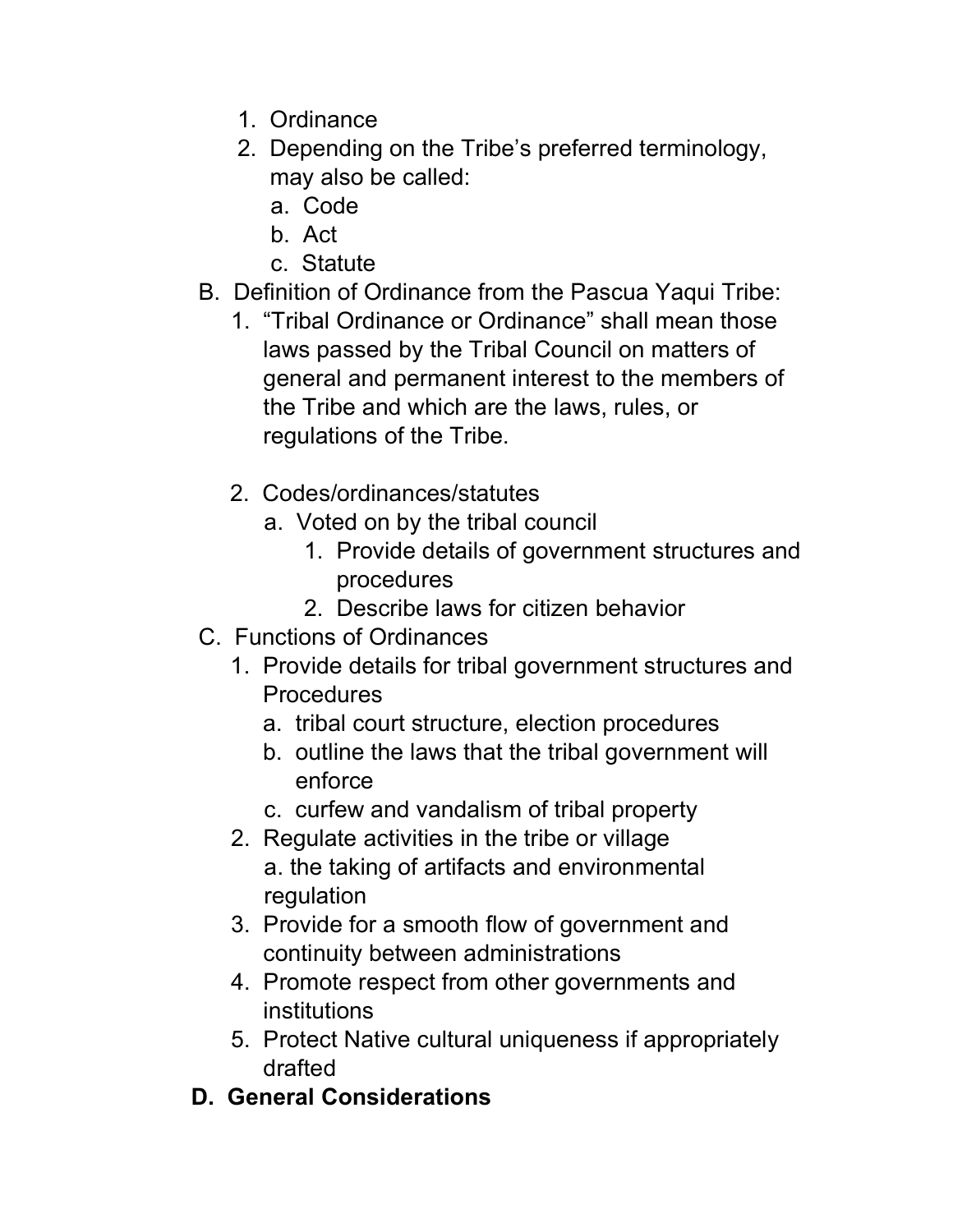1. Ordinance
2. Depending on the Tribe's preferred terminology, may also be called:
   a. Code
   b. Act
   c. Statute

B. Definition of Ordinance from the Pascua Yaqui Tribe:
   1. "Tribal Ordinance or Ordinance" shall mean those laws passed by the Tribal Council on matters of general and permanent interest to the members of the Tribe and which are the laws, rules, or regulations of the Tribe.

   2. Codes/ordinances/statutes
      a. Voted on by the tribal council
         1. Provide details of government structures and procedures
         2. Describe laws for citizen behavior

C. Functions of Ordinances
   1. Provide details for tribal government structures and Procedures
      a. tribal court structure, election procedures
      b. outline the laws that the tribal government will enforce
      c. curfew and vandalism of tribal property
   2. Regulate activities in the tribe or village
      a. the taking of artifacts and environmental regulation
   3. Provide for a smooth flow of government and continuity between administrations
   4. Promote respect from other governments and institutions
   5. Protect Native cultural uniqueness if appropriately drafted

**D. General Considerations**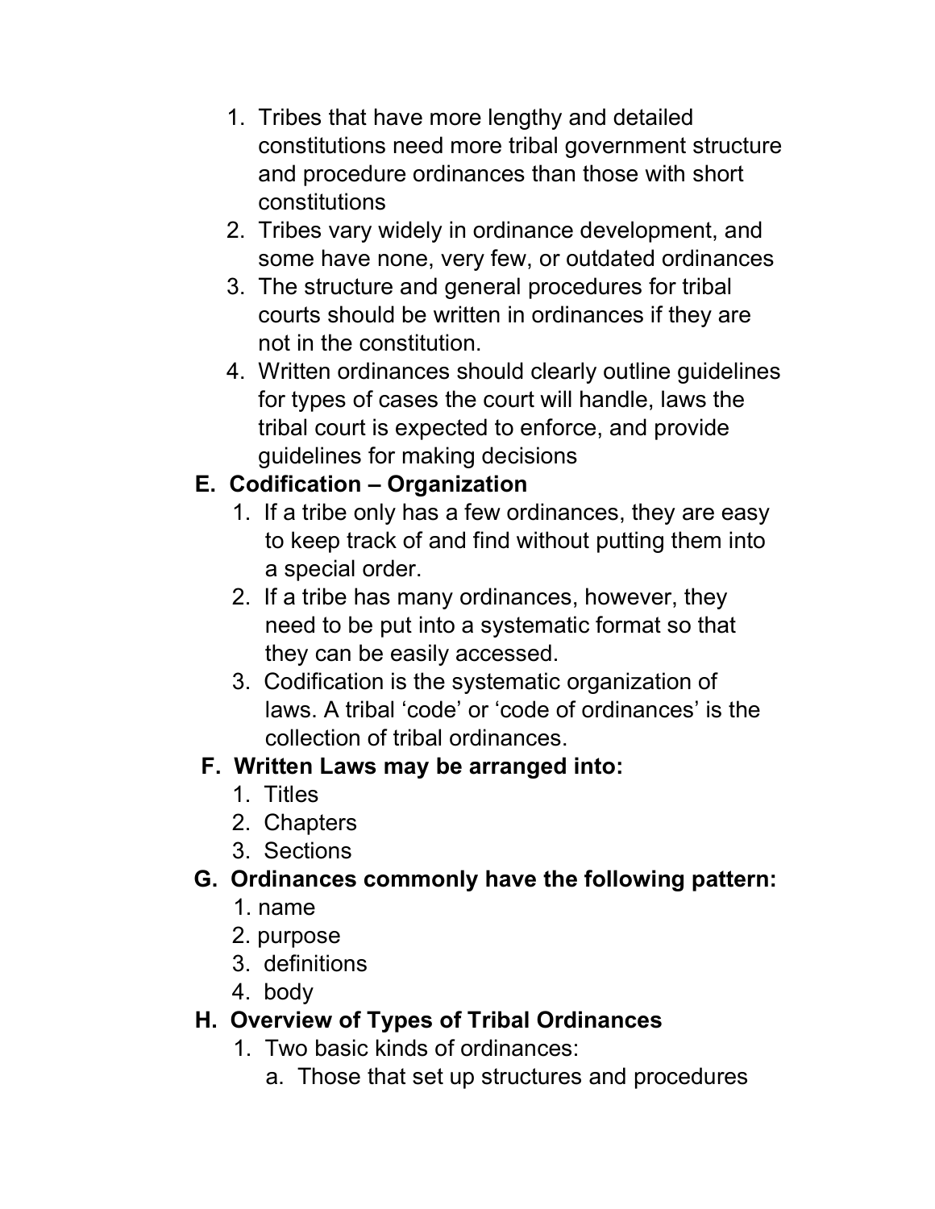1. Tribes that have more lengthy and detailed constitutions need more tribal government structure and procedure ordinances than those with short constitutions
2. Tribes vary widely in ordinance development, and some have none, very few, or outdated ordinances
3. The structure and general procedures for tribal courts should be written in ordinances if they are not in the constitution.
4. Written ordinances should clearly outline guidelines for types of cases the court will handle, laws the tribal court is expected to enforce, and provide guidelines for making decisions

**E. Codification – Organization**

1. If a tribe only has a few ordinances, they are easy to keep track of and find without putting them into a special order.
2. If a tribe has many ordinances, however, they need to be put into a systematic format so that they can be easily accessed.
3. Codification is the systematic organization of laws. A tribal 'code' or 'code of ordinances' is the collection of tribal ordinances.

**F. Written Laws may be arranged into:**

1. Titles
2. Chapters
3. Sections

**G. Ordinances commonly have the following pattern:**

1. name
2. purpose
3. definitions
4. body

**H. Overview of Types of Tribal Ordinances**

1. Two basic kinds of ordinances:
   a. Those that set up structures and procedures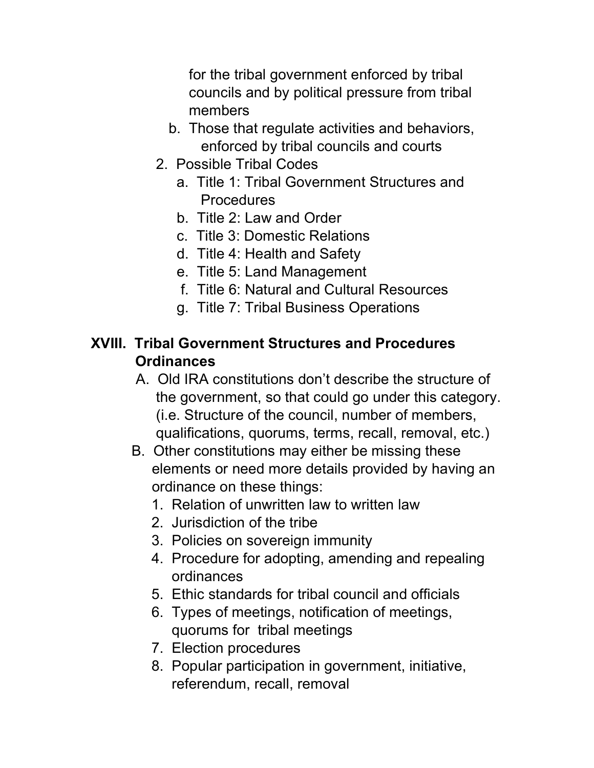for the tribal government enforced by tribal councils and by political pressure from tribal members

   b. Those that regulate activities and behaviors, enforced by tribal councils and courts

2. Possible Tribal Codes
   a. Title 1: Tribal Government Structures and Procedures
   b. Title 2: Law and Order
   c. Title 3: Domestic Relations
   d. Title 4: Health and Safety
   e. Title 5: Land Management
   f. Title 6: Natural and Cultural Resources
   g. Title 7: Tribal Business Operations

## XVIII. Tribal Government Structures and Procedures Ordinances

A. Old IRA constitutions don't describe the structure of the government, so that could go under this category. (i.e. Structure of the council, number of members, qualifications, quorums, terms, recall, removal, etc.)

B. Other constitutions may either be missing these elements or need more details provided by having an ordinance on these things:
   1. Relation of unwritten law to written law
   2. Jurisdiction of the tribe
   3. Policies on sovereign immunity
   4. Procedure for adopting, amending and repealing ordinances
   5. Ethic standards for tribal council and officials
   6. Types of meetings, notification of meetings, quorums for tribal meetings
   7. Election procedures
   8. Popular participation in government, initiative, referendum, recall, removal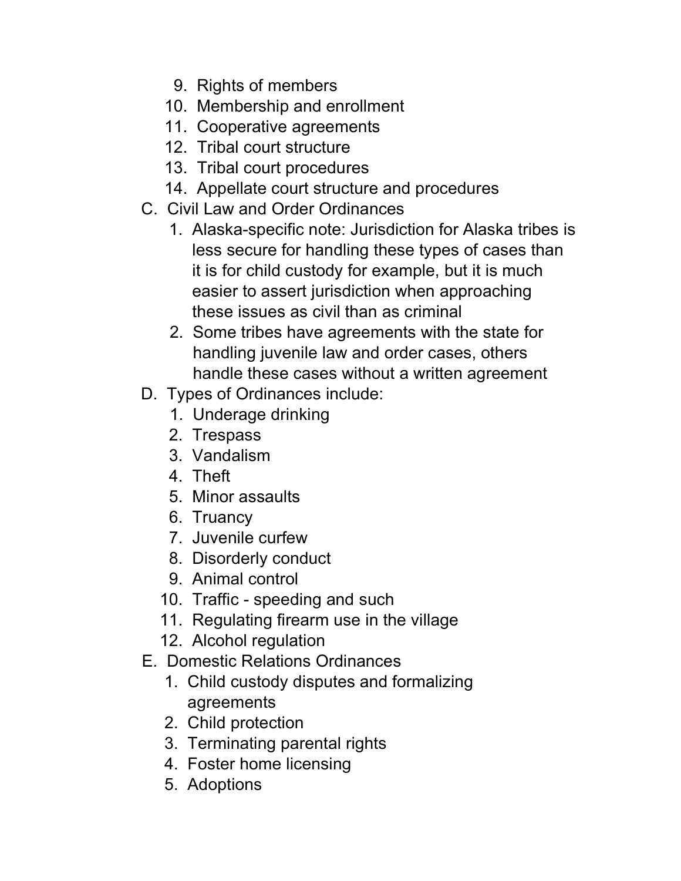9. Rights of members
10. Membership and enrollment
11. Cooperative agreements
12. Tribal court structure
13. Tribal court procedures
14. Appellate court structure and procedures

C. Civil Law and Order Ordinances
   1. Alaska-specific note: Jurisdiction for Alaska tribes is less secure for handling these types of cases than it is for child custody for example, but it is much easier to assert jurisdiction when approaching these issues as civil than as criminal
   2. Some tribes have agreements with the state for handling juvenile law and order cases, others handle these cases without a written agreement

D. Types of Ordinances include:
   1. Underage drinking
   2. Trespass
   3. Vandalism
   4. Theft
   5. Minor assaults
   6. Truancy
   7. Juvenile curfew
   8. Disorderly conduct
   9. Animal control
   10. Traffic - speeding and such
   11. Regulating firearm use in the village
   12. Alcohol regulation

E. Domestic Relations Ordinances
   1. Child custody disputes and formalizing agreements
   2. Child protection
   3. Terminating parental rights
   4. Foster home licensing
   5. Adoptions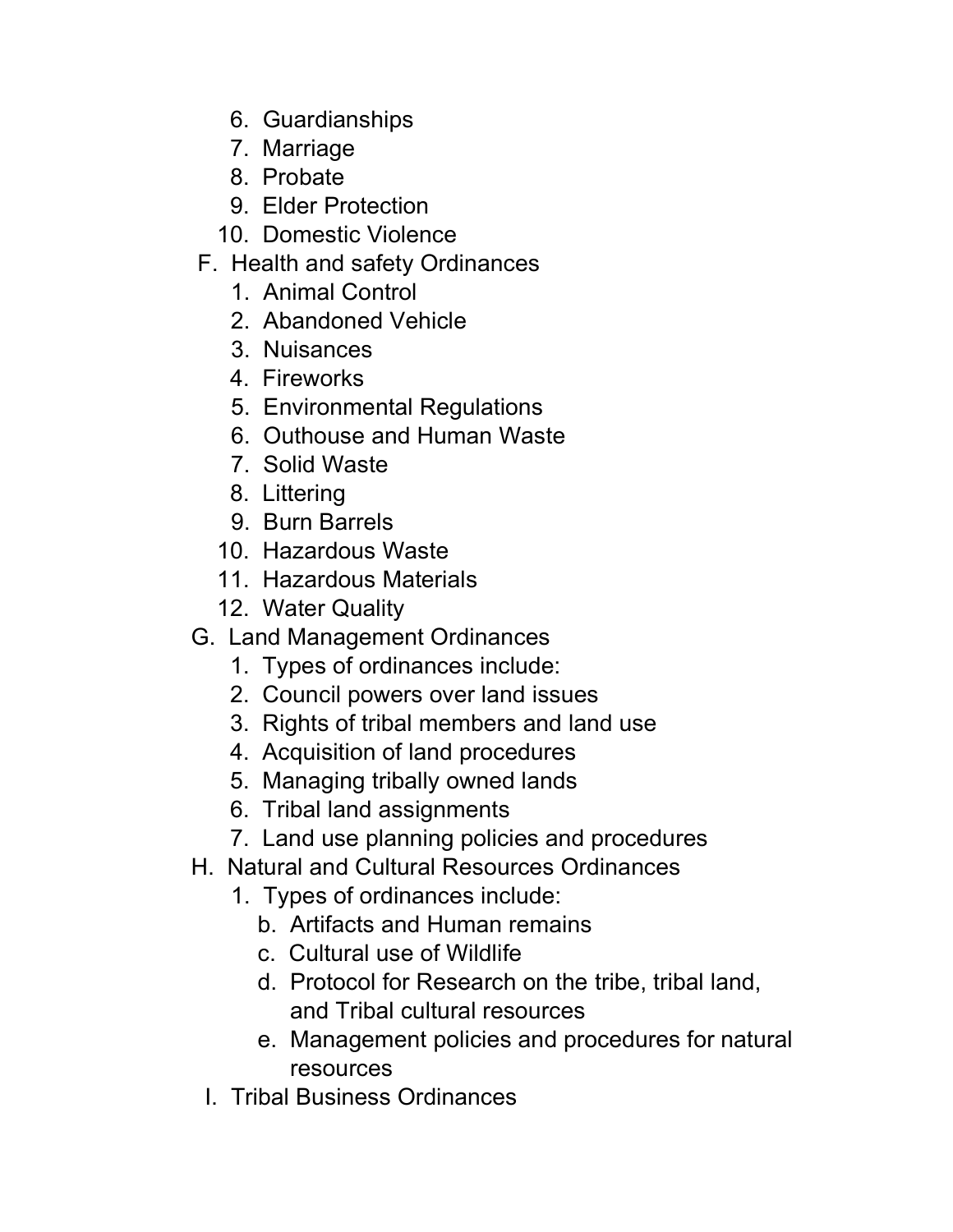6. Guardianships
7. Marriage
8. Probate
9. Elder Protection
10. Domestic Violence

F. Health and safety Ordinances
   1. Animal Control
   2. Abandoned Vehicle
   3. Nuisances
   4. Fireworks
   5. Environmental Regulations
   6. Outhouse and Human Waste
   7. Solid Waste
   8. Littering
   9. Burn Barrels
   10. Hazardous Waste
   11. Hazardous Materials
   12. Water Quality

G. Land Management Ordinances
   1. Types of ordinances include:
   2. Council powers over land issues
   3. Rights of tribal members and land use
   4. Acquisition of land procedures
   5. Managing tribally owned lands
   6. Tribal land assignments
   7. Land use planning policies and procedures

H. Natural and Cultural Resources Ordinances
   1. Types of ordinances include:
      b. Artifacts and Human remains
      c. Cultural use of Wildlife
      d. Protocol for Research on the tribe, tribal land, and Tribal cultural resources
      e. Management policies and procedures for natural resources

I. Tribal Business Ordinances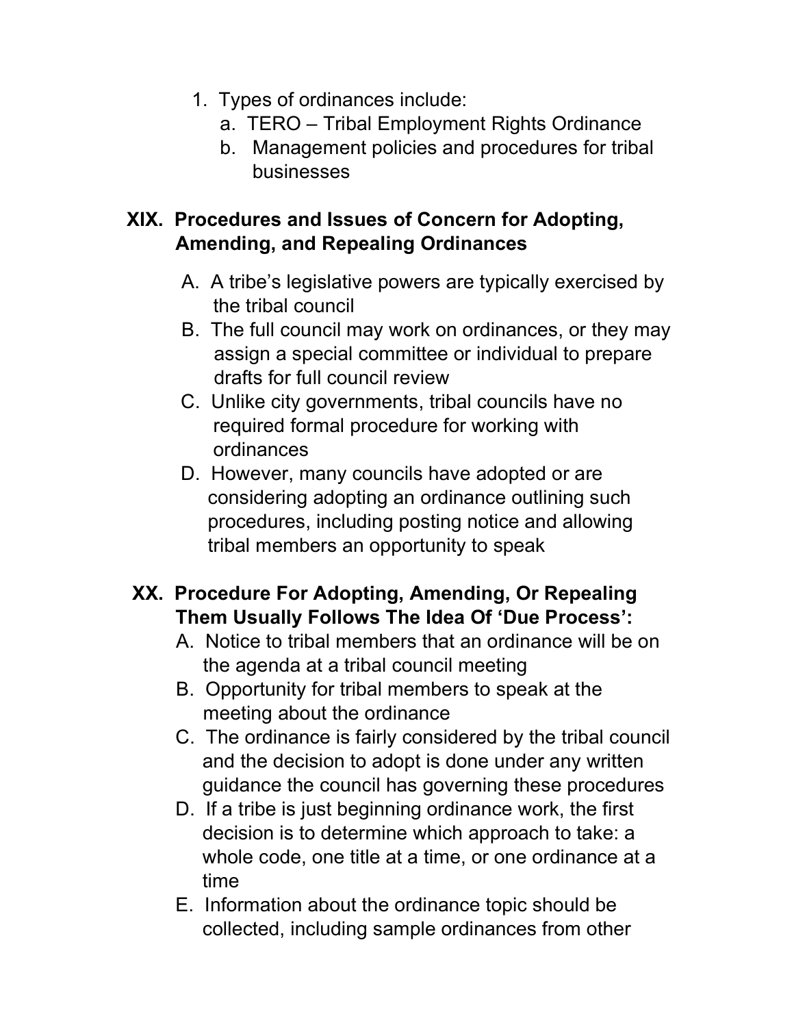1. Types of ordinances include:
    a. TERO – Tribal Employment Rights Ordinance
    b. Management policies and procedures for tribal businesses

## XIX. Procedures and Issues of Concern for Adopting, Amending, and Repealing Ordinances

A. A tribe's legislative powers are typically exercised by the tribal council

B. The full council may work on ordinances, or they may assign a special committee or individual to prepare drafts for full council review

C. Unlike city governments, tribal councils have no required formal procedure for working with ordinances

D. However, many councils have adopted or are considering adopting an ordinance outlining such procedures, including posting notice and allowing tribal members an opportunity to speak

## XX. Procedure For Adopting, Amending, Or Repealing Them Usually Follows The Idea Of 'Due Process':

A. Notice to tribal members that an ordinance will be on the agenda at a tribal council meeting

B. Opportunity for tribal members to speak at the meeting about the ordinance

C. The ordinance is fairly considered by the tribal council and the decision to adopt is done under any written guidance the council has governing these procedures

D. If a tribe is just beginning ordinance work, the first decision is to determine which approach to take: a whole code, one title at a time, or one ordinance at a time

E. Information about the ordinance topic should be collected, including sample ordinances from other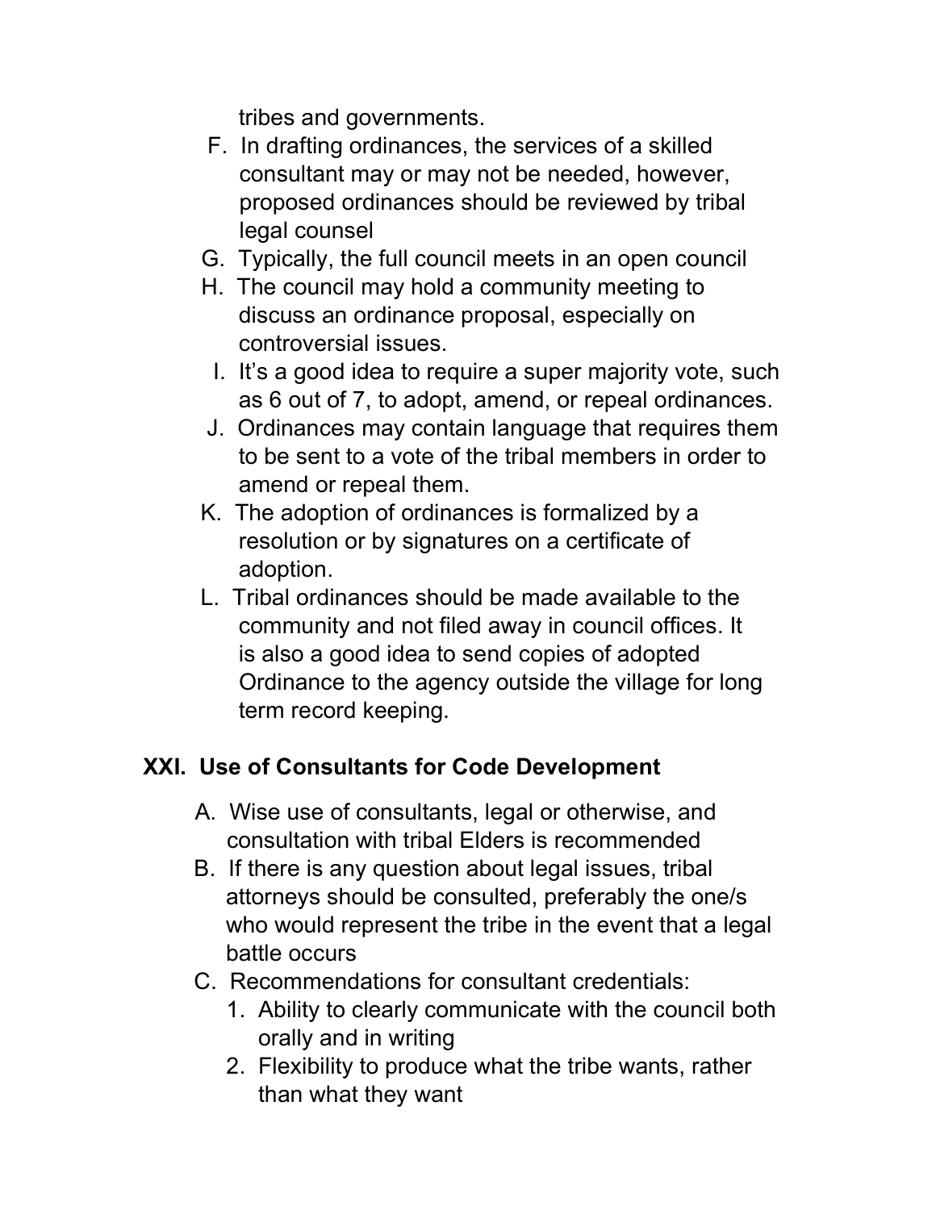tribes and governments.

F. In drafting ordinances, the services of a skilled consultant may or may not be needed, however, proposed ordinances should be reviewed by tribal legal counsel
G. Typically, the full council meets in an open council
H. The council may hold a community meeting to discuss an ordinance proposal, especially on controversial issues.
I. It's a good idea to require a super majority vote, such as 6 out of 7, to adopt, amend, or repeal ordinances.
J. Ordinances may contain language that requires them to be sent to a vote of the tribal members in order to amend or repeal them.
K. The adoption of ordinances is formalized by a resolution or by signatures on a certificate of adoption.
L. Tribal ordinances should be made available to the community and not filed away in council offices. It is also a good idea to send copies of adopted Ordinance to the agency outside the village for long term record keeping.

## XXI. Use of Consultants for Code Development

A. Wise use of consultants, legal or otherwise, and consultation with tribal Elders is recommended
B. If there is any question about legal issues, tribal attorneys should be consulted, preferably the one/s who would represent the tribe in the event that a legal battle occurs
C. Recommendations for consultant credentials:
   1. Ability to clearly communicate with the council both orally and in writing
   2. Flexibility to produce what the tribe wants, rather than what they want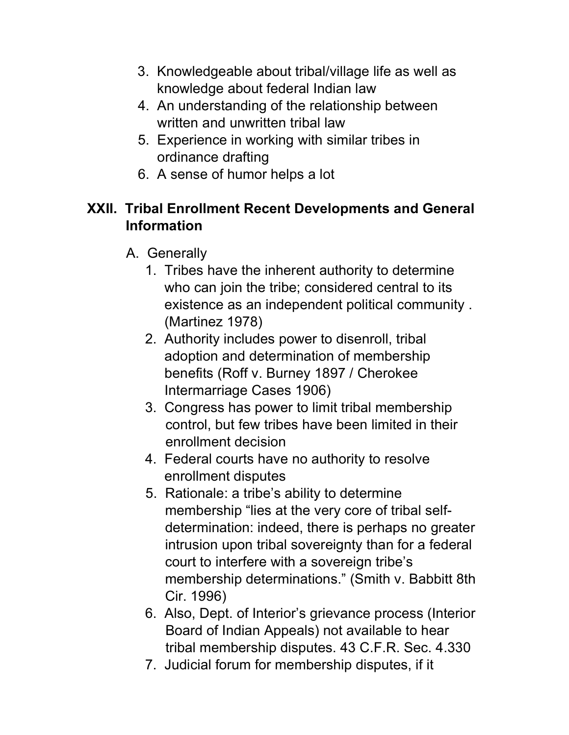3. Knowledgeable about tribal/village life as well as knowledge about federal Indian law
4. An understanding of the relationship between written and unwritten tribal law
5. Experience in working with similar tribes in ordinance drafting
6. A sense of humor helps a lot

## XXII. Tribal Enrollment Recent Developments and General Information

A. Generally

1. Tribes have the inherent authority to determine who can join the tribe; considered central to its existence as an independent political community . (Martinez 1978)
2. Authority includes power to disenroll, tribal adoption and determination of membership benefits (Roff v. Burney 1897 / Cherokee Intermarriage Cases 1906)
3. Congress has power to limit tribal membership control, but few tribes have been limited in their enrollment decision
4. Federal courts have no authority to resolve enrollment disputes
5. Rationale: a tribe's ability to determine membership "lies at the very core of tribal self-determination: indeed, there is perhaps no greater intrusion upon tribal sovereignty than for a federal court to interfere with a sovereign tribe's membership determinations." (Smith v. Babbitt 8th Cir. 1996)
6. Also, Dept. of Interior's grievance process (Interior Board of Indian Appeals) not available to hear tribal membership disputes. 43 C.F.R. Sec. 4.330
7. Judicial forum for membership disputes, if it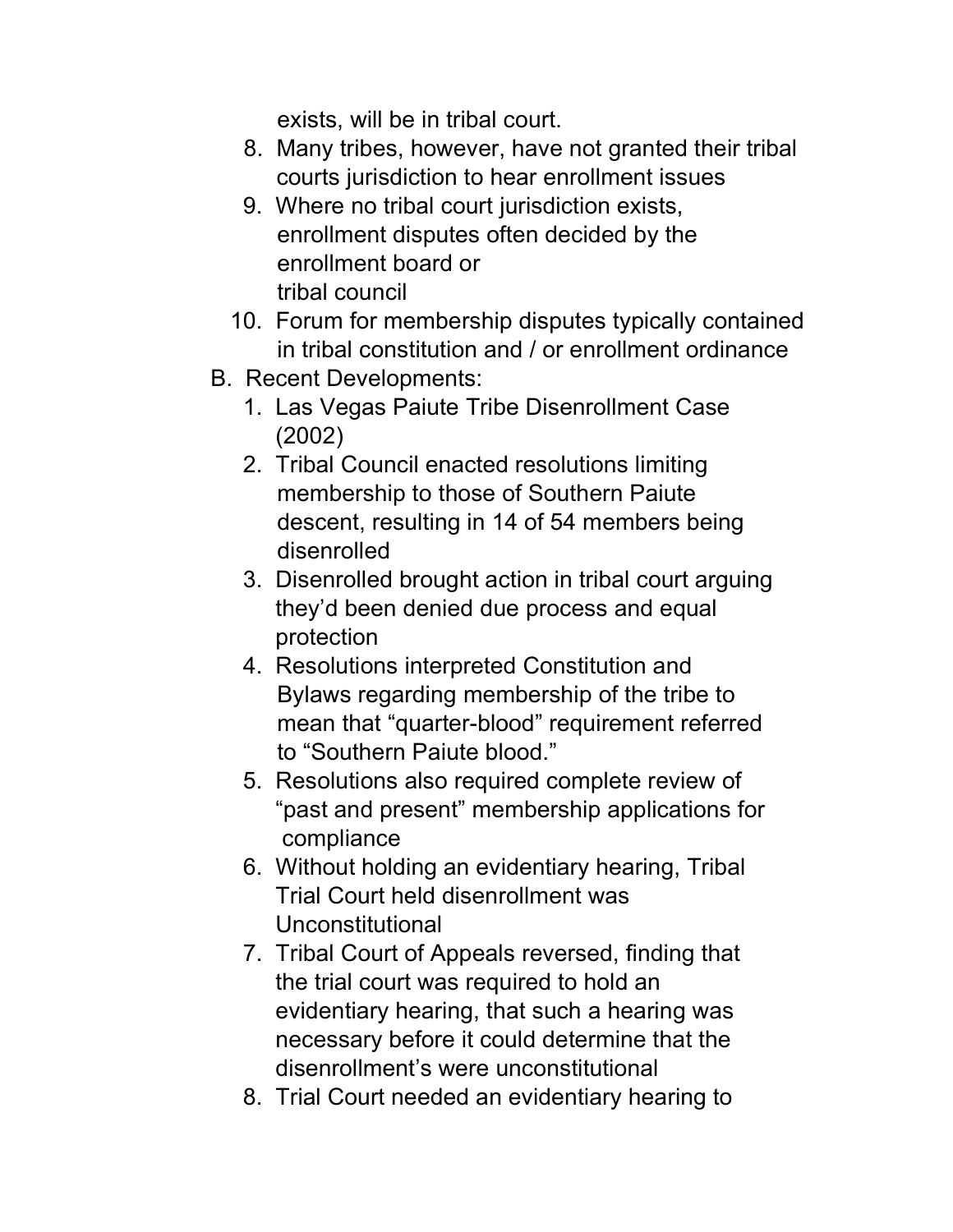exists, will be in tribal court.

8. Many tribes, however, have not granted their tribal courts jurisdiction to hear enrollment issues
9. Where no tribal court jurisdiction exists, enrollment disputes often decided by the enrollment board or tribal council
10. Forum for membership disputes typically contained in tribal constitution and / or enrollment ordinance

B. Recent Developments:
   1. Las Vegas Paiute Tribe Disenrollment Case (2002)
   2. Tribal Council enacted resolutions limiting membership to those of Southern Paiute descent, resulting in 14 of 54 members being disenrolled
   3. Disenrolled brought action in tribal court arguing they'd been denied due process and equal protection
   4. Resolutions interpreted Constitution and Bylaws regarding membership of the tribe to mean that "quarter-blood" requirement referred to "Southern Paiute blood."
   5. Resolutions also required complete review of "past and present" membership applications for compliance
   6. Without holding an evidentiary hearing, Tribal Trial Court held disenrollment was Unconstitutional
   7. Tribal Court of Appeals reversed, finding that the trial court was required to hold an evidentiary hearing, that such a hearing was necessary before it could determine that the disenrollment's were unconstitutional
   8. Trial Court needed an evidentiary hearing to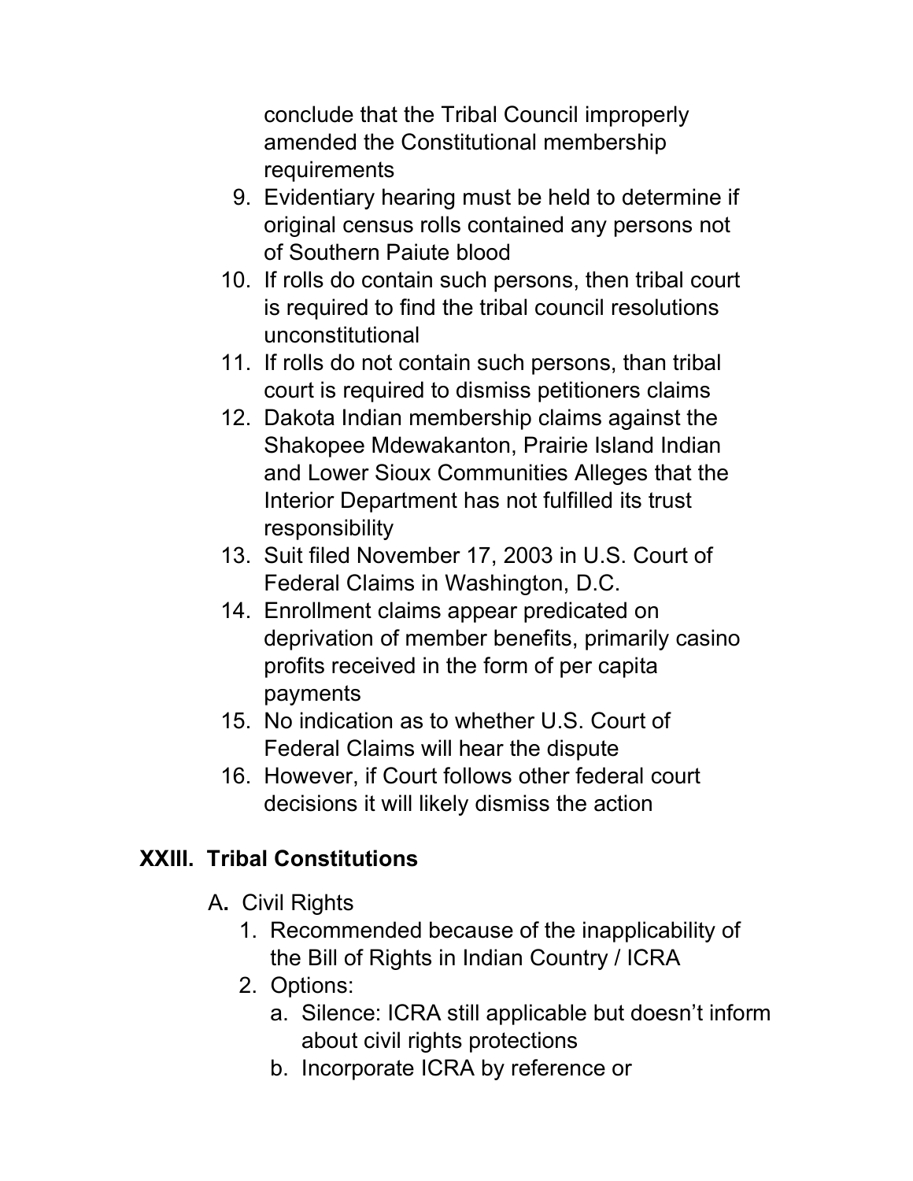conclude that the Tribal Council improperly amended the Constitutional membership requirements

9. Evidentiary hearing must be held to determine if original census rolls contained any persons not of Southern Paiute blood
10. If rolls do contain such persons, then tribal court is required to find the tribal council resolutions unconstitutional
11. If rolls do not contain such persons, than tribal court is required to dismiss petitioners claims
12. Dakota Indian membership claims against the Shakopee Mdewakanton, Prairie Island Indian and Lower Sioux Communities Alleges that the Interior Department has not fulfilled its trust responsibility
13. Suit filed November 17, 2003 in U.S. Court of Federal Claims in Washington, D.C.
14. Enrollment claims appear predicated on deprivation of member benefits, primarily casino profits received in the form of per capita payments
15. No indication as to whether U.S. Court of Federal Claims will hear the dispute
16. However, if Court follows other federal court decisions it will likely dismiss the action

## XXIII. Tribal Constitutions

A**.** Civil Rights

1. Recommended because of the inapplicability of the Bill of Rights in Indian Country / ICRA
2. Options:
   a. Silence: ICRA still applicable but doesn't inform about civil rights protections
   b. Incorporate ICRA by reference or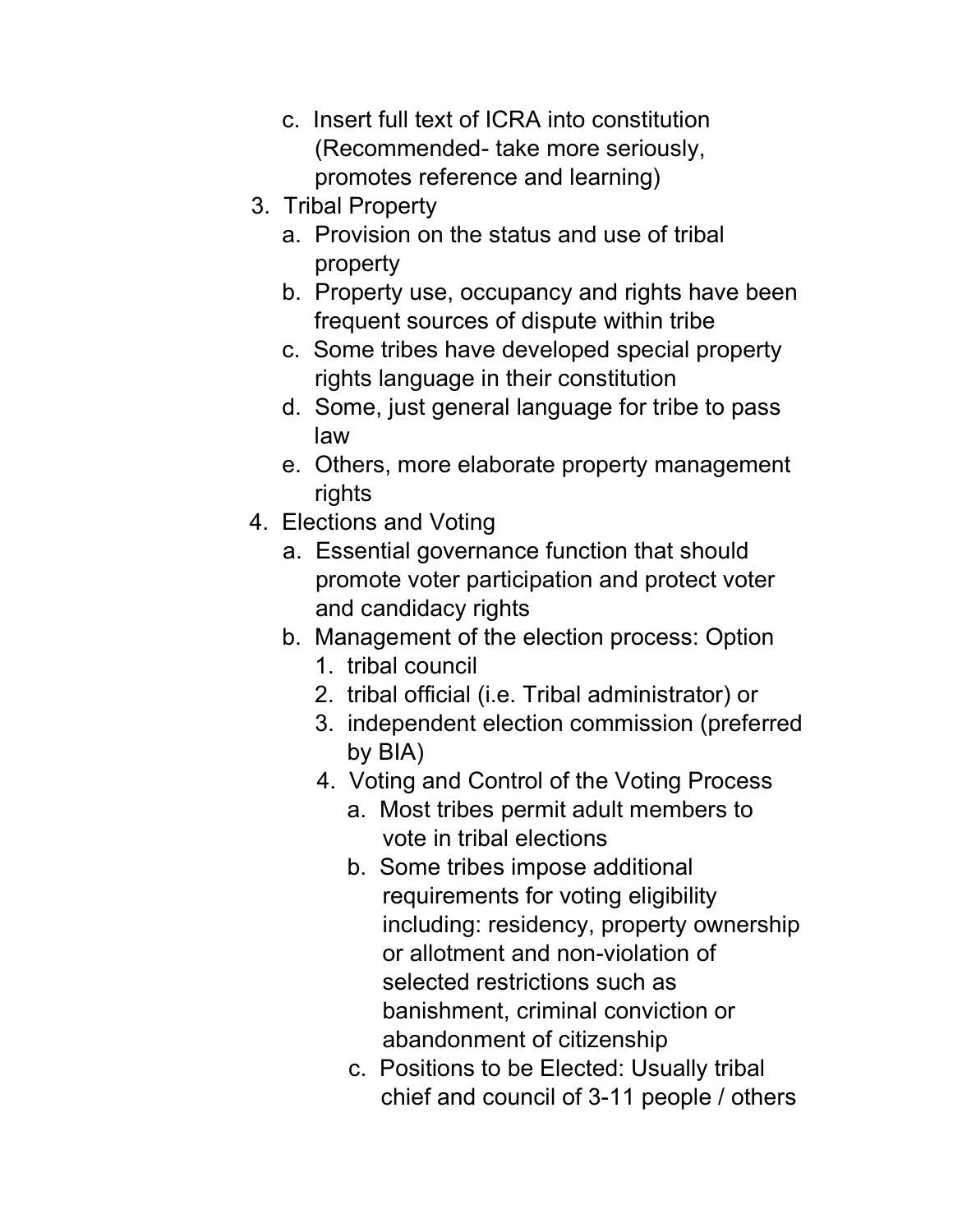c. Insert full text of ICRA into constitution (Recommended- take more seriously, promotes reference and learning)

3. Tribal Property
   a. Provision on the status and use of tribal property
   b. Property use, occupancy and rights have been frequent sources of dispute within tribe
   c. Some tribes have developed special property rights language in their constitution
   d. Some, just general language for tribe to pass law
   e. Others, more elaborate property management rights
4. Elections and Voting
   a. Essential governance function that should promote voter participation and protect voter and candidacy rights
   b. Management of the election process: Option
      1. tribal council
      2. tribal official (i.e. Tribal administrator) or
      3. independent election commission (preferred by BIA)
      4. Voting and Control of the Voting Process
         a. Most tribes permit adult members to vote in tribal elections
         b. Some tribes impose additional requirements for voting eligibility including: residency, property ownership or allotment and non-violation of selected restrictions such as banishment, criminal conviction or abandonment of citizenship
         c. Positions to be Elected: Usually tribal chief and council of 3-11 people / others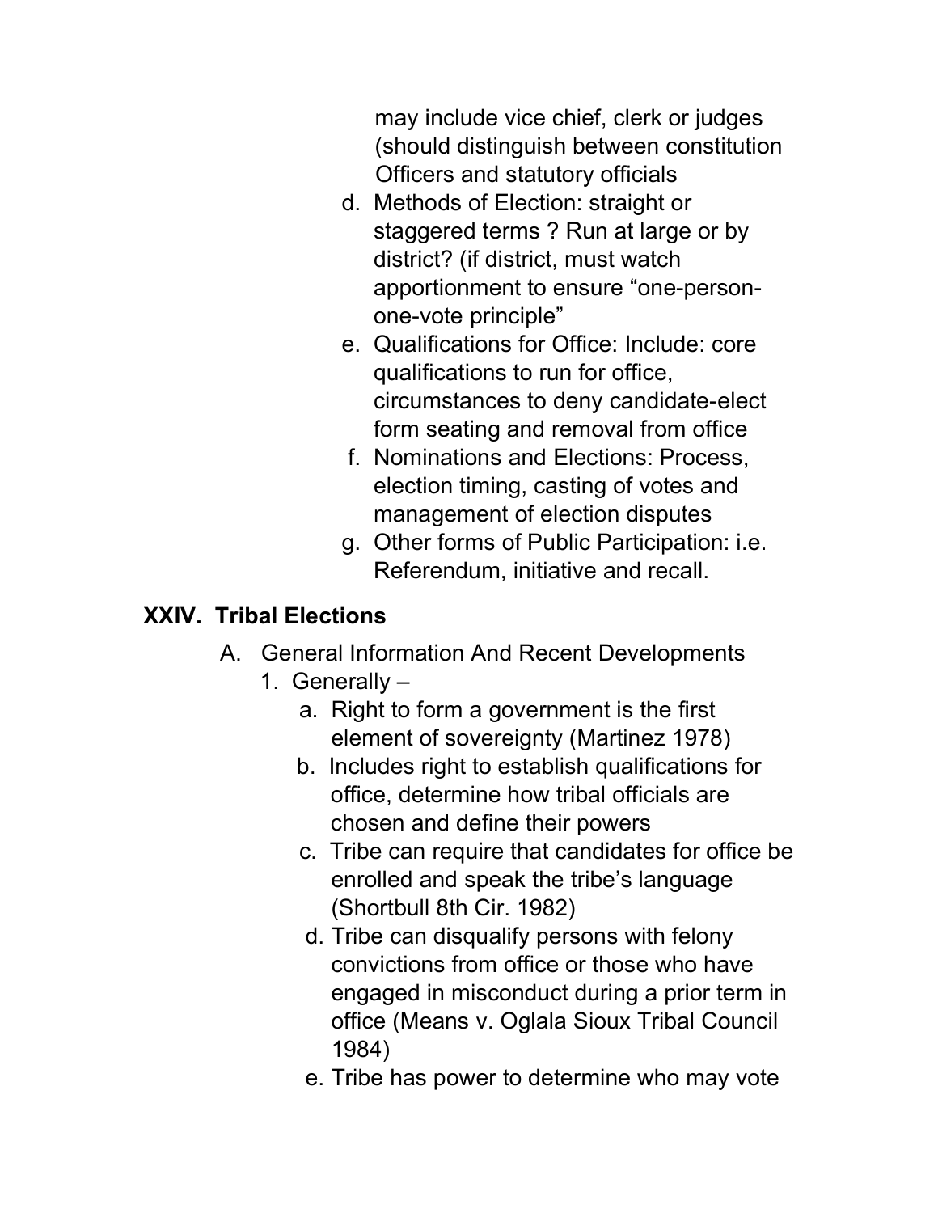may include vice chief, clerk or judges (should distinguish between constitution Officers and statutory officials

d. Methods of Election: straight or staggered terms ? Run at large or by district? (if district, must watch apportionment to ensure "one-person-one-vote principle"

e. Qualifications for Office: Include: core qualifications to run for office, circumstances to deny candidate-elect form seating and removal from office

f. Nominations and Elections: Process, election timing, casting of votes and management of election disputes

g. Other forms of Public Participation: i.e. Referendum, initiative and recall.

## XXIV. Tribal Elections

A. General Information And Recent Developments

1. Generally –

   a. Right to form a government is the first element of sovereignty (Martinez 1978)

   b. Includes right to establish qualifications for office, determine how tribal officials are chosen and define their powers

   c. Tribe can require that candidates for office be enrolled and speak the tribe's language (Shortbull 8th Cir. 1982)

   d. Tribe can disqualify persons with felony convictions from office or those who have engaged in misconduct during a prior term in office (Means v. Oglala Sioux Tribal Council 1984)

   e. Tribe has power to determine who may vote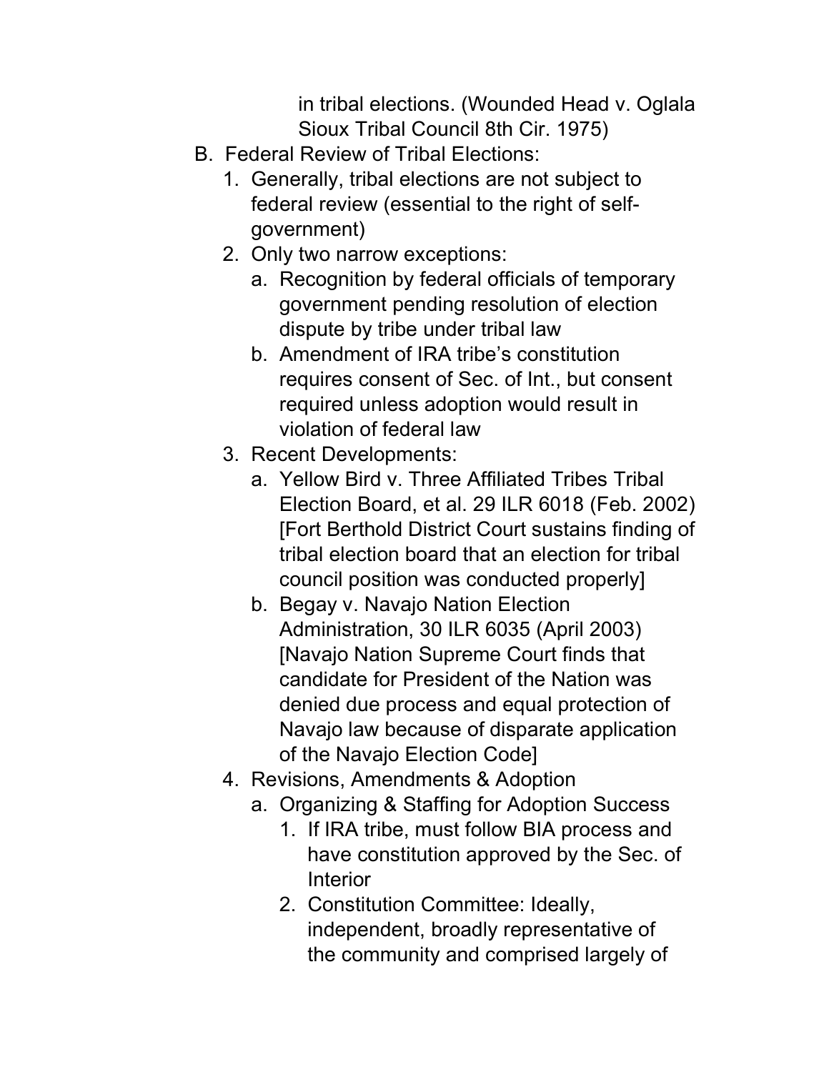in tribal elections. (Wounded Head v. Oglala Sioux Tribal Council 8th Cir. 1975)

B. Federal Review of Tribal Elections:
   1. Generally, tribal elections are not subject to federal review (essential to the right of self-government)
   2. Only two narrow exceptions:
      a. Recognition by federal officials of temporary government pending resolution of election dispute by tribe under tribal law
      b. Amendment of IRA tribe's constitution requires consent of Sec. of Int., but consent required unless adoption would result in violation of federal law
   3. Recent Developments:
      a. Yellow Bird v. Three Affiliated Tribes Tribal Election Board, et al. 29 ILR 6018 (Feb. 2002) [Fort Berthold District Court sustains finding of tribal election board that an election for tribal council position was conducted properly]
      b. Begay v. Navajo Nation Election Administration, 30 ILR 6035 (April 2003) [Navajo Nation Supreme Court finds that candidate for President of the Nation was denied due process and equal protection of Navajo law because of disparate application of the Navajo Election Code]
   4. Revisions, Amendments & Adoption
      a. Organizing & Staffing for Adoption Success
         1. If IRA tribe, must follow BIA process and have constitution approved by the Sec. of Interior
         2. Constitution Committee: Ideally, independent, broadly representative of the community and comprised largely of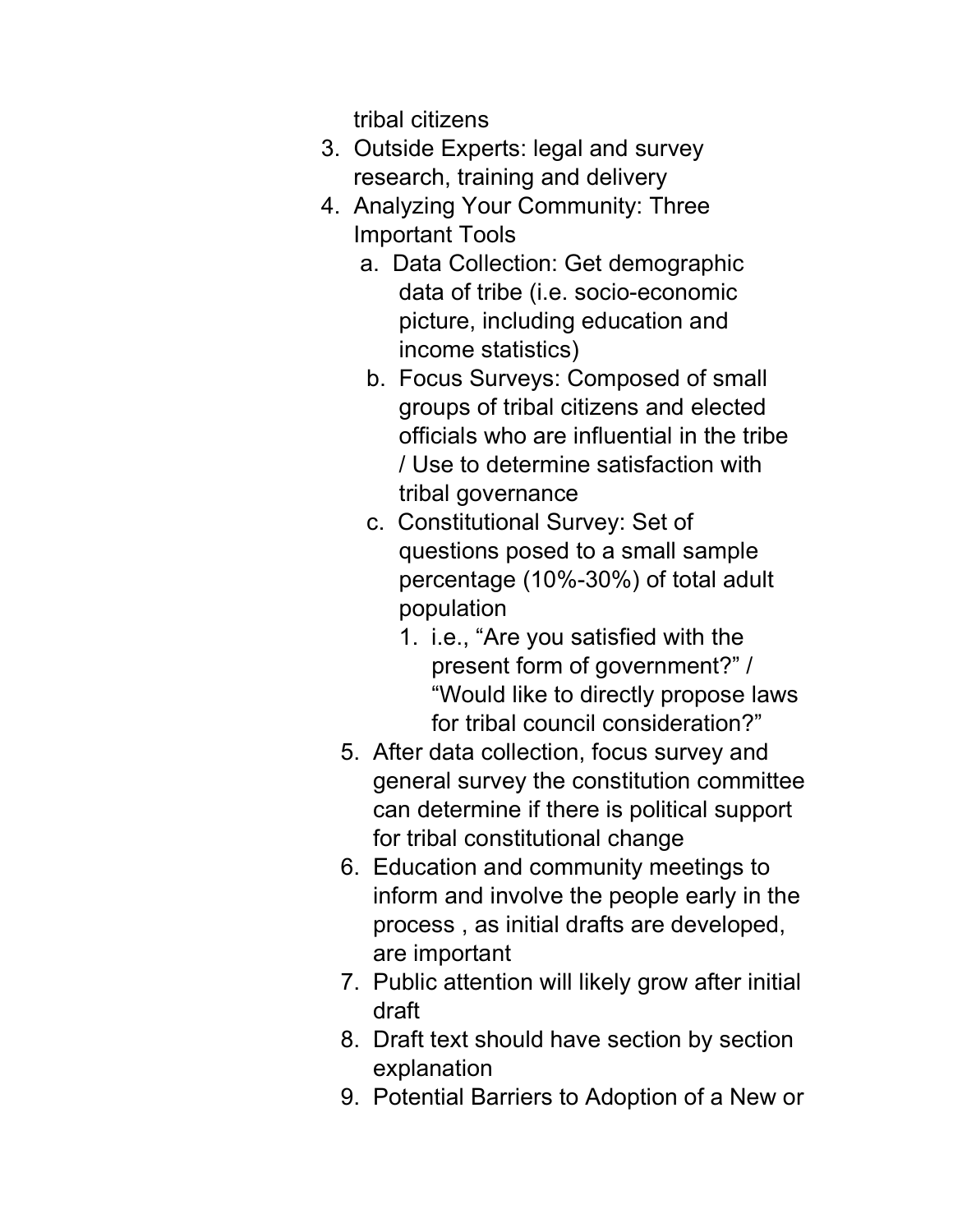tribal citizens

3. Outside Experts: legal and survey research, training and delivery
4. Analyzing Your Community: Three Important Tools
    a. Data Collection: Get demographic data of tribe (i.e. socio-economic picture, including education and income statistics)
    b. Focus Surveys: Composed of small groups of tribal citizens and elected officials who are influential in the tribe / Use to determine satisfaction with tribal governance
    c. Constitutional Survey: Set of questions posed to a small sample percentage (10%-30%) of total adult population
        1. i.e., "Are you satisfied with the present form of government?" / "Would like to directly propose laws for tribal council consideration?"
5. After data collection, focus survey and general survey the constitution committee can determine if there is political support for tribal constitutional change
6. Education and community meetings to inform and involve the people early in the process , as initial drafts are developed, are important
7. Public attention will likely grow after initial draft
8. Draft text should have section by section explanation
9. Potential Barriers to Adoption of a New or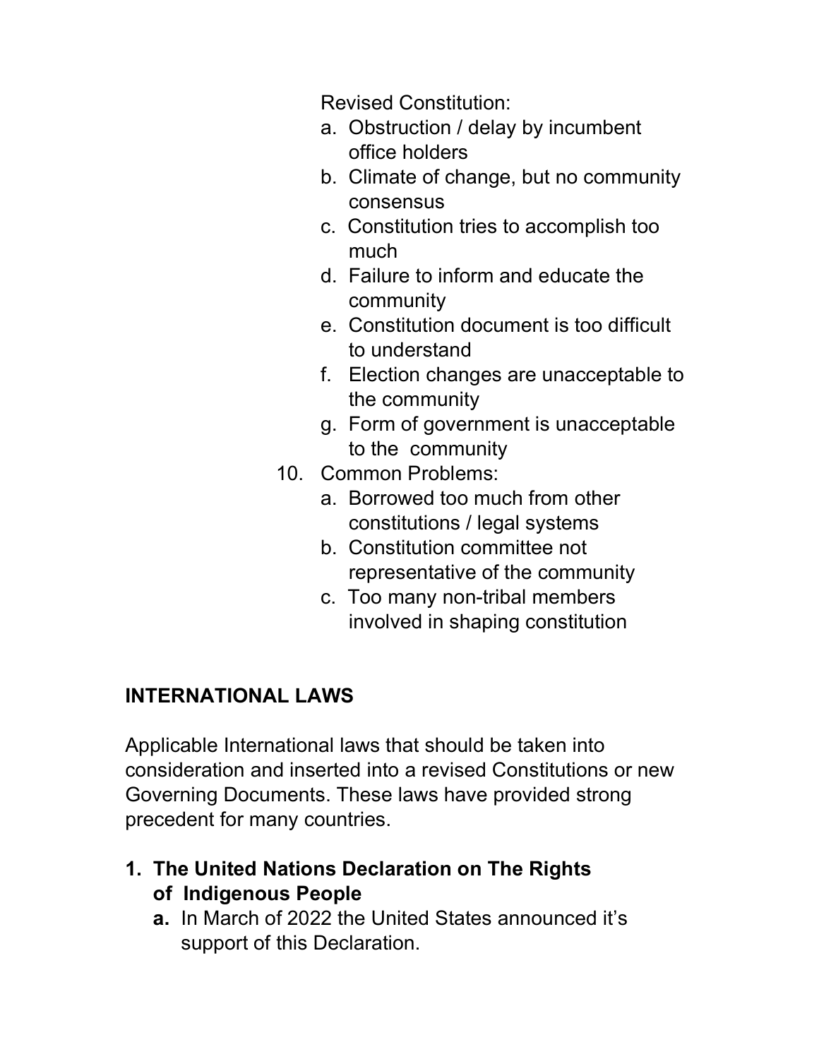Revised Constitution:

a. Obstruction / delay by incumbent office holders
b. Climate of change, but no community consensus
c. Constitution tries to accomplish too much
d. Failure to inform and educate the community
e. Constitution document is too difficult to understand
f. Election changes are unacceptable to the community
g. Form of government is unacceptable to the community

10. Common Problems:
    a. Borrowed too much from other constitutions / legal systems
    b. Constitution committee not representative of the community
    c. Too many non-tribal members involved in shaping constitution

## INTERNATIONAL LAWS

Applicable International laws that should be taken into consideration and inserted into a revised Constitutions or new Governing Documents. These laws have provided strong precedent for many countries.

1. **The United Nations Declaration on The Rights of Indigenous People**
   - **a.** In March of 2022 the United States announced it's support of this Declaration.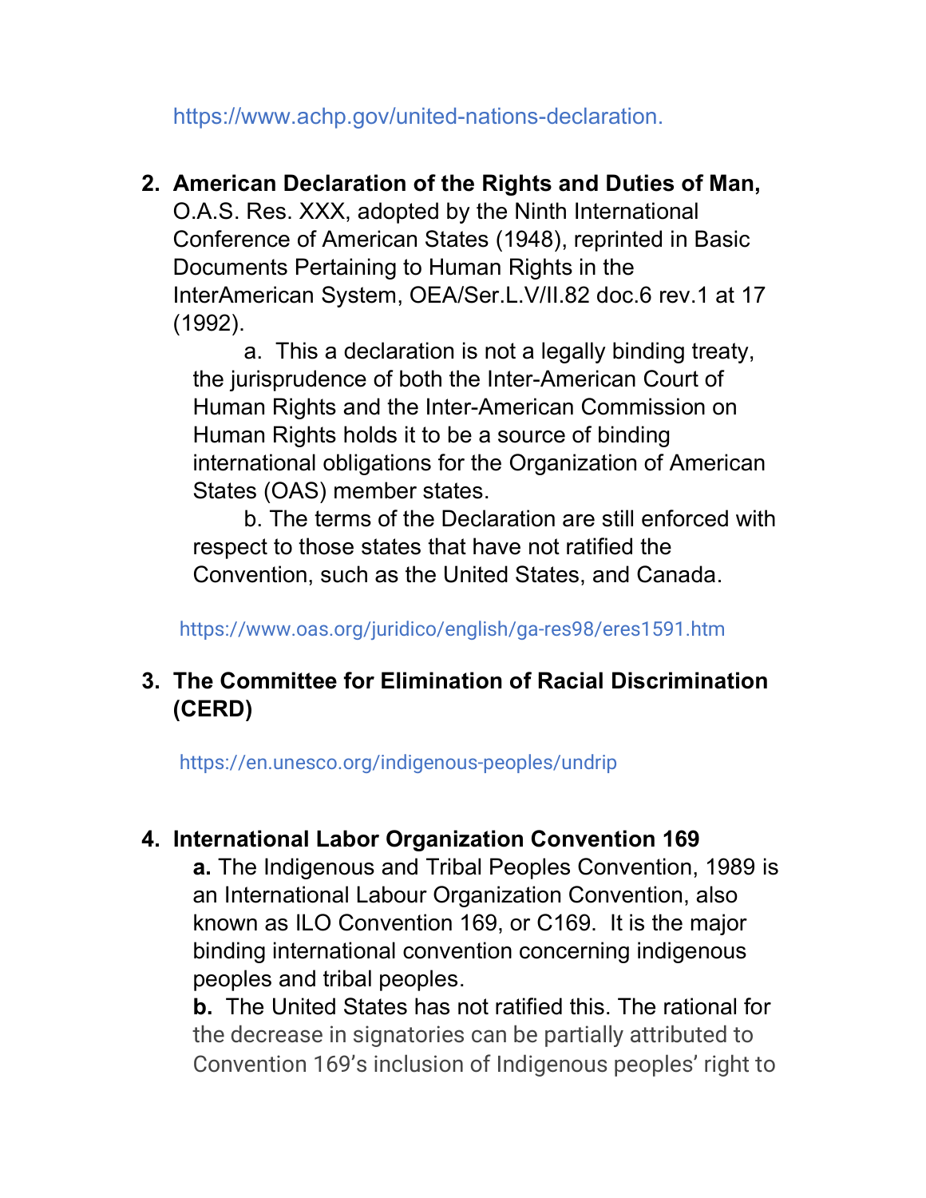https://www.achp.gov/united-nations-declaration.

2. **American Declaration of the Rights and Duties of Man,** O.A.S. Res. XXX, adopted by the Ninth International Conference of American States (1948), reprinted in Basic Documents Pertaining to Human Rights in the InterAmerican System, OEA/Ser.L.V/II.82 doc.6 rev.1 at 17 (1992).
    a. This a declaration is not a legally binding treaty, the jurisprudence of both the Inter-American Court of Human Rights and the Inter-American Commission on Human Rights holds it to be a source of binding international obligations for the Organization of American States (OAS) member states.
    b. The terms of the Declaration are still enforced with respect to those states that have not ratified the Convention, such as the United States, and Canada.

    https://www.oas.org/juridico/english/ga-res98/eres1591.htm

3. **The Committee for Elimination of Racial Discrimination (CERD)**

    https://en.unesco.org/indigenous-peoples/undrip

4. **International Labor Organization Convention 169**
    **a.** The Indigenous and Tribal Peoples Convention, 1989 is an International Labour Organization Convention, also known as ILO Convention 169, or C169. It is the major binding international convention concerning indigenous peoples and tribal peoples.
    **b.** The United States has not ratified this. The rational for the decrease in signatories can be partially attributed to Convention 169's inclusion of Indigenous peoples' right to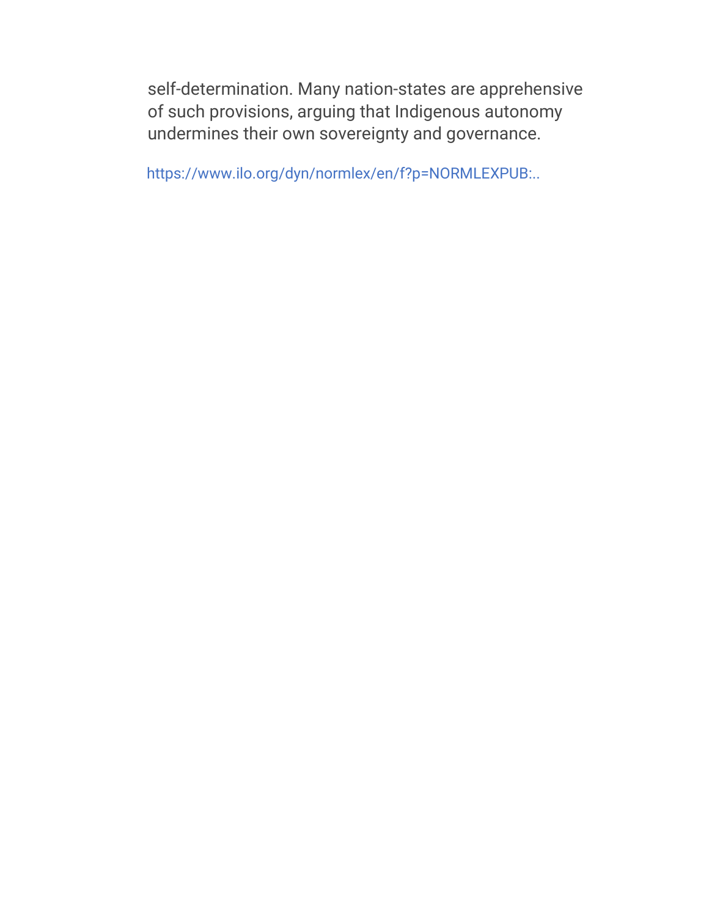self-determination. Many nation-states are apprehensive of such provisions, arguing that Indigenous autonomy undermines their own sovereignty and governance.

https://www.ilo.org/dyn/normlex/en/f?p=NORMLEXPUB:..